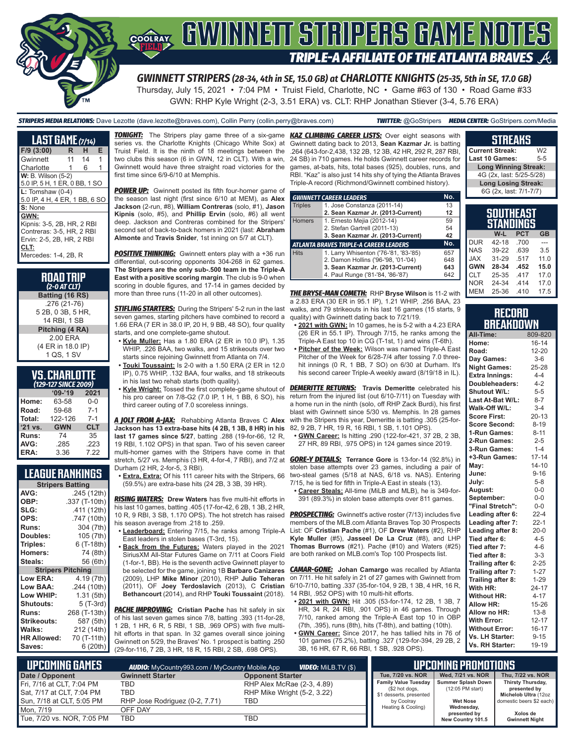# GWINNETT STRIPERS GAME NOTES

## TRIPLE-A AFFILIATE OF THE ATLANTA BRAVES

### GWINNETT STRIPERS (28-34, 4th in SE, 15.0 GB) at CHARLOTTE KNIGHTS (25-35, 5th in SE, 17.0 GB)

Thursday, July 15, 2021 • 7:04 PM • Truist Field, Charlotte, NC • Game #63 of 130 • Road Game #33

GWN: RHP Kyle Wright (2-3, 3.51 ERA) vs. CLT: RHP Jonathan Stiever (3-4, 5.76 ERA)

**STRIPERS MEDIA RELATIONS:** Dave Lezotte (dave.lezotte@braves.com), Collin Perry (collin.perry@braves.com) **TWITTER:** @GoStripers **MEDIA CENTER:** GoStripers.com/Media

## LAST GAME (7/14)

| F/9 (3:00) | R | H | E |
|---|---|---|---|
| Gwinnett | 11 | 14 | 1 |
| Charlotte | 1 | 6 | 1 |

**W:** B. Wilson (5-2)
5.0 IP, 5 H, 1 ER, 0 BB, 1 SO

**L:** Tomshaw (0-4)
5.0 IP, 4 H, 4 ER, 1 BB, 6 SO

**S:** None

**GWN:**
Kipnis: 3-5, 2B, HR, 2 RBI
Contreras: 3-5, HR, 2 RBI
Ervin: 2-5, 2B, HR, 2 RBI

**CLT:**
Mercedes: 1-4, 2B, R

## ROAD TRIP (2-0 AT CLT)

**Batting (16 RS)**
.276 (21-76)
5 2B, 0 3B, 5 HR,
14 RBI, 1 SB

**Pitching (4 RA)**
2.00 ERA
(4 ER in 18.0 IP)
1 QS, 1 SV

## VS. CHARLOTTE (129-127 SINCE 2009)

| | '09-'19 | 2021 |
|---|---|---|
| Home: | 63-58 | 0-0 |
| Road: | 59-68 | 7-1 |
| Total: | 122-126 | 7-1 |
| '21 vs. | GWN | CLT |
| Runs: | 74 | 35 |
| AVG: | .285 | .223 |
| ERA: | 3.36 | 7.22 |

## LEAGUE RANKINGS

| Stripers Batting | |
|---|---|
| AVG: | .245 (12th) |
| OBP: | .337 (T-10th) |
| SLG: | .411 (12th) |
| OPS: | .747 (10th) |
| Runs: | 304 (7th) |
| Doubles: | 105 (7th) |
| Triples: | 6 (T-18th) |
| Homers: | 74 (8th) |
| Steals: | 56 (6th) |
| **Stripers Pitching** | |
| Low ERA: | 4.19 (7th) |
| Low BAA: | .244 (10th) |
| Low WHIP: | 1.31 (5th) |
| Shutouts: | 5 (T-3rd) |
| Runs: | 268 (T-13th) |
| Strikeouts: | 587 (5th) |
| Walks: | 212 (14th) |
| HR Allowed: | 70 (T-11th) |
| Saves: | 6 (20th) |

**TONIGHT:** The Stripers play game three of a six-game series vs. the Charlotte Knights (Chicago White Sox) at Truist Field. It is the ninth of 18 meetings between the two clubs this season (6 in GWN, 12 in CLT). With a win, Gwinnett would have three straight road victories for the first time since 6/9-6/10 at Memphis.

**POWER UP:** Gwinnett posted its fifth four-homer game of the season last night (first since 6/10 at MEM), as **Alex Jackson** (2-run, #8), **William Contreras** (solo, #1), **Jason Kipnis** (solo, #5), and **Phillip Ervin** (solo, #6) all went deep. Jackson and Contreras combined for the Stripers' second set of back-to-back homers in 2021 (last: **Abraham Almonte** and **Travis Snider**, 1st inning on 5/7 at CLT).

**POSITIVE THINKING:** Gwinnett enters play with a +36 run differential, out-scoring opponents 304-268 in 62 games. **The Stripers are the only sub-.500 team in the Triple-A East with a positive scoring margin**. The club is 9-0 when scoring in double figures, and 17-14 in games decided by more than three runs (11-20 in all other outcomes).

**STIFLING STARTERS:** During the Stripers' 5-2 run in the last seven games, starting pitchers have combined to record a 1.66 ERA (7 ER in 38.0 IP, 20 H, 9 BB, 48 SO), four quality starts, and one complete-game shutout.

- **Kyle Muller:** Has a 1.80 ERA (2 ER in 10.0 IP), 1.35 WHIP, .226 BAA, two walks, and 15 strikeouts over two starts since rejoining Gwinnett from Atlanta on 7/4.
- **Touki Toussaint:** Is 2-0 with a 1.50 ERA (2 ER in 12.0 IP), 0.75 WHIP, .132 BAA, four walks, and 18 strikeouts in his last two rehab starts (both quality).
- **Kyle Wright:** Tossed the first complete-game shutout of his pro career on 7/8-G2 (7.0 IP, 1 H, 1 BB, 6 SO), his third career outing of 7.0 scoreless innings.

**A JOLT FROM A-JAX:** Rehabbing Atlanta Braves C **Alex Jackson has 13 extra-base hits (4 2B, 1 3B, 8 HR) in his last 17 games since 5/27**, batting .288 (19-for-66, 12 R, 19 RBI, 1.102 OPS) in that span. Two of his seven career multi-homer games with the Stripers have come in that stretch, 5/27 vs. Memphis (3 HR, 4-for-4, 7 RBI), and 7/2 at Durham (2 HR, 2-for-5, 3 RBI).

- **Extra, Extra:** Of his 111 career hits with the Stripers, 66 (59.5%) are extra-base hits (24 2B, 3 3B, 39 HR).

**RISING WATERS:** **Drew Waters** has five multi-hit efforts in his last 10 games, batting .405 (17-for-42, 6 2B, 1 3B, 2 HR, 10 R, 9 RBI, 3 SB, 1.170 OPS). The hot stretch has raised his season average from .218 to .259.

- **Leaderboard:** Entering 7/15, he ranks among Triple-A East leaders in stolen bases (T-3rd, 15).
- **Back from the Futures:** Waters played in the 2021 SiriusXM All-Star Futures Game on 7/11 at Coors Field (1-for-1, BB). He is the seventh active Gwinnett player to be selected for the game, joining 1B **Barbaro Canizares** (2009), LHP **Mike Minor** (2010), RHP **Julio Teheran** (2011), OF **Joey Terdoslavich** (2013), C **Cristian Bethancourt** (2014), and RHP **Touki Toussaint** (2018).

**PACHE IMPROVING:** **Cristian Pache** has hit safely in six of his last seven games since 7/8, batting .393 (11-for-28, 1 2B, 1 HR, 6 R, 5 RBI, 1 SB, .969 OPS) with five multi-hit efforts in that span. In 32 games overall since joining Gwinnett on 5/29, the Braves' No. 1 prospect is batting .250 (29-for-116, 7 2B, 3 HR, 18 R, 15 RBI, 2 SB, .698 OPS).

**KAZ CLIMBING CAREER LISTS:** Over eight seasons with Gwinnett dating back to 2013, **Sean Kazmar Jr.** is batting .264 (643-for-2,438, 132 2B, 12 3B, 42 HR, 292 R, 287 RBI, 24 SB) in 710 games. He holds Gwinnett career records for games, at-bats, hits, total bases (925), doubles, runs, and RBI. "Kaz" is also just 14 hits shy of tying the Atlanta Braves Triple-A record (Richmond/Gwinnett combined history).

| GWINNETT CAREER LEADERS | | No. |
|---|---|---|
| Triples | 1. Jose Constanza (2011-14) | 13 |
| | **2. Sean Kazmar Jr. (2013-Current)** | **12** |
| Homers | 1. Ernesto Mejia (2012-14) | 59 |
| | 2. Stefan Gartrell (2011-13) | 54 |
| | **3. Sean Kazmar Jr. (2013-Current)** | **42** |
| **ATLANTA BRAVES TRIPLE-A CAREER LEADERS** | | **No.** |
| Hits | 1. Larry Whisenton ('76-'81, '83-'85) | 657 |
| | 2. Damon Hollins ('96-'98, '01-'04) | 648 |
| | **3. Sean Kazmar Jr. (2013-Current)** | **643** |
| | 4. Paul Runge ('81-'84, '86-'87) | 642 |

**THE BRYSE-MAN COMETH:** RHP **Bryse Wilson** is 11-2 with a 2.83 ERA (30 ER in 95.1 IP), 1.21 WHIP, .256 BAA, 23 walks, and 79 strikeouts in his last 16 games (15 starts, 9 quality) with Gwinnett dating back to 7/21/19.

- **2021 with GWN:** In 10 games, he is 5-2 with a 4.23 ERA (26 ER in 55.1 IP). Through 7/15, he ranks among the Triple-A East top 10 in CG (T-1st, 1) and wins (T-6th).
- **Pitcher of the Week:** Wilson was named Triple-A East Pitcher of the Week for 6/28-7/4 after tossing 7.0 three-hit innings (0 R, 1 BB, 7 SO) on 6/30 at Durham. It's his second career Triple-A weekly award (8/19/18 in IL).

**DEMERITTE RETURNS:** **Travis Demeritte** celebrated his return from the injured list (out 6/10-7/11) on Tuesday with a home run in the ninth (solo, off RHP Zack Burdi), his first blast with Gwinnett since 5/30 vs. Memphis. In 28 games with the Stripers this year, Demeritte is batting .305 (25-for-82, 9 2B, 7 HR, 19 R, 16 RBI, 1 SB, 1.101 OPS).

- **GWN Career:** Is hitting .290 (122-for-421, 37 2B, 2 3B, 27 HR, 89 RBI, .975 OPS) in 124 games since 2019.

**GORE-Y DETAILS:** **Terrance Gore** is 13-for-14 (92.8%) in stolen base attempts over 23 games, including a pair of two-steal games (5/18 at NAS, 6/18 vs. NAS). Entering 7/15, he is tied for fifth in Triple-A East in steals (13).

- **Career Steals:** All-time (MiLB and MLB), he is 349-for-391 (89.3%) in stolen base attempts over 811 games.

**PROSPECTING:** Gwinnett's active roster (7/13) includes five members of the MLB.com Atlanta Braves Top 30 Prospects List: OF **Cristian Pache** (#1), OF **Drew Waters** (#2), RHP **Kyle Muller** (#5), **Jasseel De La Cruz** (#8), and LHP **Thomas Burrows** (#21). Pache (#10) and Waters (#25) are both ranked on MLB.com's Top 100 Prospects list.

**CAMAR-GONE:** **Johan Camargo** was recalled by Atlanta on 7/11. He hit safely in 21 of 27 games with Gwinnett from 6/10-7/10, batting .337 (35-for-104, 9 2B, 1 3B, 4 HR, 16 R, 14 RBI, .952 OPS) with 10 multi-hit efforts.

- **2021 with GWN:** Hit .305 (53-for-174, 12 2B, 1 3B, 7 HR, 34 R, 24 RBI, .901 OPS) in 46 games. Through 7/10, ranked among the Triple-A East top 10 in OBP (7th, .395), runs (8th), hits (T-8th), and batting (10th).
- **GWN Career:** Since 2017, he has tallied hits in 76 of 101 games (75.2%), batting .327 (129-for-394, 29 2B, 2 3B, 16 HR, 67 R, 66 RBI, 1 SB, .928 OPS).

## STREAKS

| | |
|---|---|
| Current Streak: | W2 |
| Last 10 Games: | 5-5 |
| **Long Winning Streak:** | |
| 4G (2x, last: 5/25-5/28) | |
| **Long Losing Streak:** | |
| 6G (2x, last: 7/1-7/7) | |

## SOUTHEAST STANDINGS

| | W-L | PCT | GB |
|---|---|---|---|
| DUR | 42-18 | .700 | --- |
| NAS | 39-22 | .639 | 3.5 |
| JAX | 31-29 | .517 | 11.0 |
| **GWN** | **28-34** | **.452** | **15.0** |
| CLT | 25-35 | .417 | 17.0 |
| NOR | 24-34 | .414 | 17.0 |
| MEM | 25-36 | .410 | 17.5 |

## RECORD BREAKDOWN

| | |
|---|---|
| All-Time: | 809-820 |
| Home: | 16-14 |
| Road: | 12-20 |
| Day Games: | 3-6 |
| Night Games: | 25-28 |
| Extra Innings: | 4-4 |
| Doubleheaders: | 4-2 |
| Shutout W/L: | 5-5 |
| Last At-Bat W/L: | 8-7 |
| Walk-Off W/L: | 3-4 |
| Score First: | 20-13 |
| Score Second: | 8-19 |
| 1-Run Games: | 8-11 |
| 2-Run Games: | 2-5 |
| 3-Run Games: | 1-4 |
| +3-Run Games: | 17-14 |
| May: | 14-10 |
| June: | 9-16 |
| July: | 5-8 |
| August: | 0-0 |
| September: | 0-0 |
| "Final Stretch": | 0-0 |
| Leading after 6: | 22-4 |
| Leading after 7: | 22-1 |
| Leading after 8: | 20-0 |
| Tied after 6: | 4-5 |
| Tied after 7: | 4-6 |
| Tied after 8: | 3-3 |
| Trailing after 6: | 2-25 |
| Trailing after 7: | 1-27 |
| Trailing after 8: | 1-29 |
| With HR: | 24-17 |
| Without HR: | 4-17 |
| Allow HR: | 15-26 |
| Allow no HR: | 13-8 |
| With Error: | 12-17 |
| Without Error: | 16-17 |
| Vs. LH Starter: | 9-15 |
| Vs. RH Starter: | 19-19 |

## UPCOMING GAMES

**AUDIO:** MyCountry993.com / MyCountry Mobile App **VIDEO:** MiLB.TV ($)

| Date / Opponent | Gwinnett Starter | Opponent Starter |
|---|---|---|
| Fri, 7/16 at CLT, 7:04 PM | TBD | RHP Alex McRae (2-3, 4.89) |
| Sat, 7/17 at CLT, 7:04 PM | TBD | RHP Mike Wright (5-2, 3.22) |
| Sun, 7/18 at CLT, 5:05 PM | RHP Jose Rodriguez (0-2, 7.71) | TBD |
| Mon, 7/19 | OFF DAY | |
| Tue, 7/20 vs. NOR, 7:05 PM | TBD | TBD |

## UPCOMING PROMOTIONS

| Tue, 7/20 vs. NOR | Wed, 7/21 vs. NOR | Thu, 7/22 vs. NOR |
|---|---|---|
| **Family Value Tuesday** ($2 hot dogs, $1 desserts, presented by Coolray Heating & Cooling) | **Summer Splash Down** (12:05 PM start) **Wet Nose Wednesday, presented by New Country 101.5** | **Thirsty Thursday, presented by Michelob Ultra** (12oz domestic beers $2 each) **Xolos de Gwinnett Night** |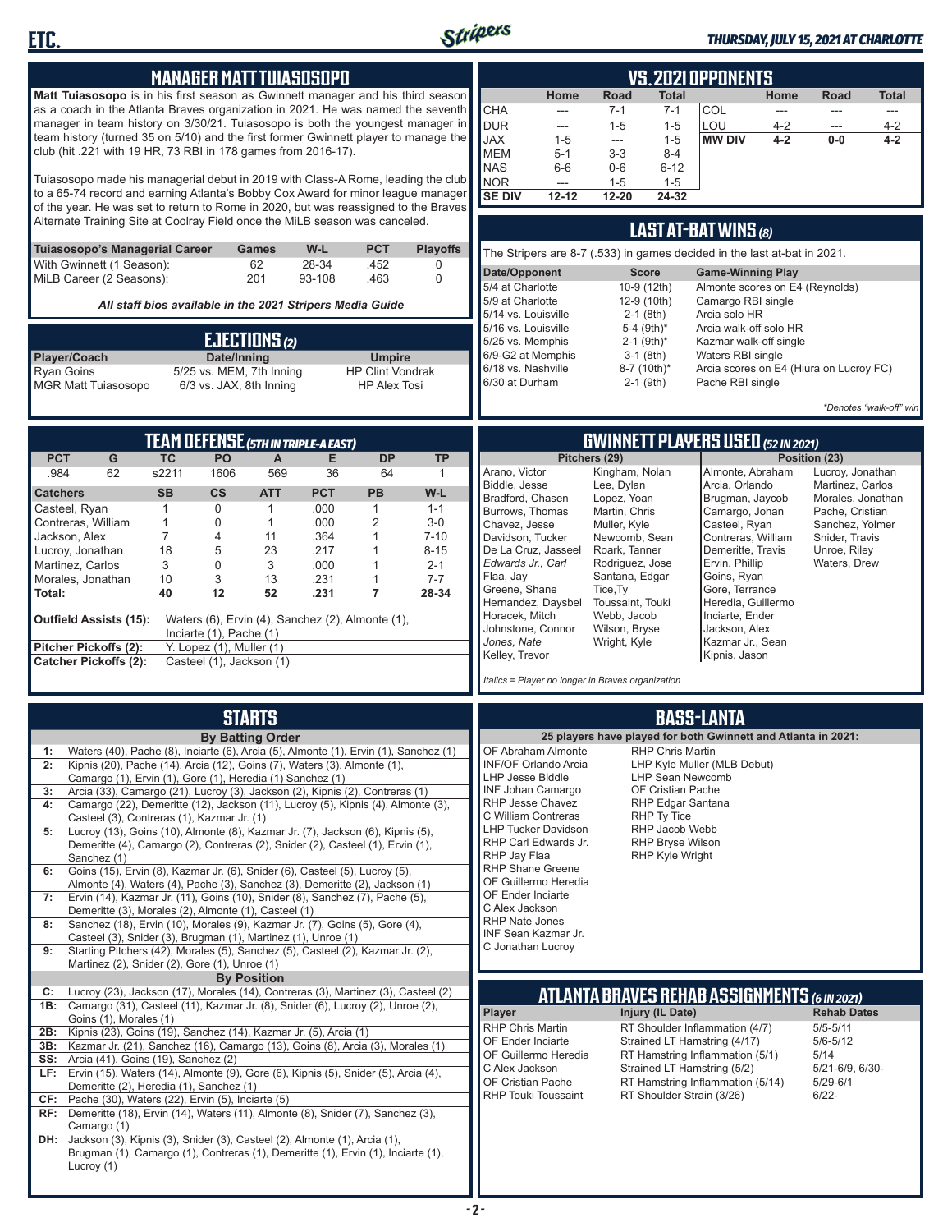# ETC.

THURSDAY, JULY 15, 2021 AT CHARLOTTE

## MANAGER MATT TUIASOSOPO

**Matt Tuiasosopo** is in his first season as Gwinnett manager and his third season as a coach in the Atlanta Braves organization in 2021. He was named the seventh manager in team history on 3/30/21. Tuiasosopo is both the youngest manager in team history (turned 35 on 5/10) and the first former Gwinnett player to manage the club (hit .221 with 19 HR, 73 RBI in 178 games from 2016-17).

Tuiasosopo made his managerial debut in 2019 with Class-A Rome, leading the club to a 65-74 record and earning Atlanta's Bobby Cox Award for minor league manager of the year. He was set to return to Rome in 2020, but was reassigned to the Braves Alternate Training Site at Coolray Field once the MiLB season was canceled.

| Tuiasosopo's Managerial Career | Games | W-L | PCT | Playoffs |
|---|---|---|---|---|
| With Gwinnett (1 Season): | 62 | 28-34 | .452 | 0 |
| MiLB Career (2 Seasons): | 201 | 93-108 | .463 | 0 |

*All staff bios available in the 2021 Stripers Media Guide*

## EJECTIONS (2)

| Player/Coach | Date/Inning | Umpire |
|---|---|---|
| Ryan Goins | 5/25 vs. MEM, 7th Inning | HP Clint Vondrak |
| MGR Matt Tuiasosopo | 6/3 vs. JAX, 8th Inning | HP Alex Tosi |

## VS. 2021 OPPONENTS

| | Home | Road | Total | | Home | Road | Total |
|---|---|---|---|---|---|---|---|
| CHA | --- | 7-1 | 7-1 | COL | --- | --- | --- |
| DUR | --- | 1-5 | 1-5 | LOU | 4-2 | --- | 4-2 |
| JAX | 1-5 | --- | 1-5 | **MW DIV** | **4-2** | **0-0** | **4-2** |
| MEM | 5-1 | 3-3 | 8-4 | | | | |
| NAS | 6-6 | 0-6 | 6-12 | | | | |
| NOR | --- | 1-5 | 1-5 | | | | |
| **SE DIV** | **12-12** | **12-20** | **24-32** | | | | |

## LAST AT-BAT WINS (8)

The Stripers are 8-7 (.533) in games decided in the last at-bat in 2021.

| Date/Opponent | Score | Game-Winning Play |
|---|---|---|
| 5/4 at Charlotte | 10-9 (12th) | Almonte scores on E4 (Reynolds) |
| 5/9 at Charlotte | 12-9 (10th) | Camargo RBI single |
| 5/14 vs. Louisville | 2-1 (8th) | Arcia solo HR |
| 5/16 vs. Louisville | 5-4 (9th)* | Arcia walk-off solo HR |
| 5/25 vs. Memphis | 2-1 (9th)* | Kazmar walk-off single |
| 6/9-G2 at Memphis | 3-1 (8th) | Waters RBI single |
| 6/18 vs. Nashville | 8-7 (10th)* | Arcia scores on E4 (Hiura on Lucroy FC) |
| 6/30 at Durham | 2-1 (9th) | Pache RBI single |

*\*Denotes "walk-off" win*

## TEAM DEFENSE (5TH IN TRIPLE-A EAST)

| PCT | G | TC | PO | A | E | DP | TP |
|---|---|---|---|---|---|---|---|
| .984 | 62 | s2211 | 1606 | 569 | 36 | 64 | 1 |

| Catchers | SB | CS | ATT | PCT | PB | W-L |
|---|---|---|---|---|---|---|
| Casteel, Ryan | 1 | 0 | 1 | .000 | 1 | 1-1 |
| Contreras, William | 1 | 0 | 1 | .000 | 2 | 3-0 |
| Jackson, Alex | 7 | 4 | 11 | .364 | 1 | 7-10 |
| Lucroy, Jonathan | 18 | 5 | 23 | .217 | 1 | 8-15 |
| Martinez, Carlos | 3 | 0 | 3 | .000 | 1 | 2-1 |
| Morales, Jonathan | 10 | 3 | 13 | .231 | 1 | 7-7 |
| **Total:** | **40** | **12** | **52** | **.231** | **7** | **28-34** |

**Outfield Assists (15):** Waters (6), Ervin (4), Sanchez (2), Almonte (1), Inciarte (1), Pache (1)
**Pitcher Pickoffs (2):** Y. Lopez (1), Muller (1)
**Catcher Pickoffs (2):** Casteel (1), Jackson (1)

## GWINNETT PLAYERS USED (52 IN 2021)

| Pitchers (29) | | Position (23) | |
|---|---|---|---|
| Arano, Victor | Kingham, Nolan | Almonte, Abraham | Lucroy, Jonathan |
| Biddle, Jesse | Lee, Dylan | Arcia, Orlando | Martinez, Carlos |
| Bradford, Chasen | Lopez, Yoan | Brugman, Jaycob | Morales, Jonathan |
| Burrows, Thomas | Martin, Chris | Camargo, Johan | Pache, Cristian |
| Chavez, Jesse | Muller, Kyle | Casteel, Ryan | Sanchez, Yolmer |
| Davidson, Tucker | Newcomb, Sean | Contreras, William | Snider, Travis |
| De La Cruz, Jasseel | Roark, Tanner | Demeritte, Travis | Unroe, Riley |
| *Edwards Jr., Carl* | Rodriguez, Jose | Ervin, Phillip | Waters, Drew |
| Flaa, Jay | Santana, Edgar | Goins, Ryan | |
| Greene, Shane | Tice,Ty | Gore, Terrance | |
| Hernandez, Daysbel | Toussaint, Touki | Heredia, Guillermo | |
| Horacek, Mitch | Webb, Jacob | Inciarte, Ender | |
| Johnstone, Connor | Wilson, Bryse | Jackson, Alex | |
| *Jones, Nate* | Wright, Kyle | Kazmar Jr., Sean | |
| Kelley, Trevor | | Kipnis, Jason | |

*Italics = Player no longer in Braves organization*

## STARTS

**By Batting Order**

- **1:** Waters (40), Pache (8), Inciarte (6), Arcia (5), Almonte (1), Ervin (1), Sanchez (1)
- **2:** Kipnis (20), Pache (14), Arcia (12), Goins (7), Waters (3), Almonte (1), Camargo (1), Ervin (1), Gore (1), Heredia (1) Sanchez (1)
- **3:** Arcia (33), Camargo (21), Lucroy (3), Jackson (2), Kipnis (2), Contreras (1)
- **4:** Camargo (22), Demeritte (12), Jackson (11), Lucroy (5), Kipnis (4), Almonte (3), Casteel (3), Contreras (1), Kazmar Jr. (1)
- **5:** Lucroy (13), Goins (10), Almonte (8), Kazmar Jr. (7), Jackson (6), Kipnis (5), Demeritte (4), Camargo (2), Contreras (2), Snider (2), Casteel (1), Ervin (1), Sanchez (1)
- **6:** Goins (15), Ervin (8), Kazmar Jr. (6), Snider (6), Casteel (5), Lucroy (5), Almonte (4), Waters (4), Pache (3), Sanchez (3), Demeritte (2), Jackson (1)
- **7:** Ervin (14), Kazmar Jr. (11), Goins (10), Snider (8), Sanchez (7), Pache (5), Demeritte (3), Morales (2), Almonte (1), Casteel (1)
- **8:** Sanchez (18), Ervin (10), Morales (9), Kazmar Jr. (7), Goins (5), Gore (4), Casteel (3), Snider (3), Brugman (1), Martinez (1), Unroe (1)
- **9:** Starting Pitchers (42), Morales (5), Sanchez (5), Casteel (2), Kazmar Jr. (2), Martinez (2), Snider (2), Gore (1), Unroe (1)

**By Position**

- **C:** Lucroy (23), Jackson (17), Morales (14), Contreras (3), Martinez (3), Casteel (2)
- **1B:** Camargo (31), Casteel (11), Kazmar Jr. (8), Snider (6), Lucroy (2), Unroe (2), Goins (1), Morales (1)
- **2B:** Kipnis (23), Goins (19), Sanchez (14), Kazmar Jr. (5), Arcia (1)
- **3B:** Kazmar Jr. (21), Sanchez (16), Camargo (13), Goins (8), Arcia (3), Morales (1)
- **SS:** Arcia (41), Goins (19), Sanchez (2)
- **LF:** Ervin (15), Waters (14), Almonte (9), Gore (6), Kipnis (5), Snider (5), Arcia (4), Demeritte (2), Heredia (1), Sanchez (1)
- **CF:** Pache (30), Waters (22), Ervin (5), Inciarte (5)
- **RF:** Demeritte (18), Ervin (14), Waters (11), Almonte (8), Snider (7), Sanchez (3), Camargo (1)
- **DH:** Jackson (3), Kipnis (3), Snider (3), Casteel (2), Almonte (1), Arcia (1), Brugman (1), Camargo (1), Contreras (1), Demeritte (1), Ervin (1), Inciarte (1), Lucroy (1)

## BASS-LANTA

**25 players have played for both Gwinnett and Atlanta in 2021:**

- OF Abraham Almonte
- INF/OF Orlando Arcia
- LHP Jesse Biddle
- INF Johan Camargo
- RHP Jesse Chavez
- C William Contreras
- LHP Tucker Davidson
- RHP Carl Edwards Jr.
- RHP Jay Flaa
- RHP Shane Greene
- OF Guillermo Heredia
- OF Ender Inciarte
- C Alex Jackson
- RHP Nate Jones
- INF Sean Kazmar Jr.
- C Jonathan Lucroy
- RHP Chris Martin
- LHP Kyle Muller (MLB Debut)
- LHP Sean Newcomb
- OF Cristian Pache
- RHP Edgar Santana
- RHP Ty Tice
- RHP Jacob Webb
- RHP Bryse Wilson
- RHP Kyle Wright

## ATLANTA BRAVES REHAB ASSIGNMENTS (6 IN 2021)

| Player | Injury (IL Date) | Rehab Dates |
|---|---|---|
| RHP Chris Martin | RT Shoulder Inflammation (4/7) | 5/5-5/11 |
| OF Ender Inciarte | Strained LT Hamstring (4/17) | 5/6-5/12 |
| OF Guillermo Heredia | RT Hamstring Inflammation (5/1) | 5/14 |
| C Alex Jackson | Strained LT Hamstring (5/2) | 5/21-6/9, 6/30- |
| OF Cristian Pache | RT Hamstring Inflammation (5/14) | 5/29-6/1 |
| RHP Touki Toussaint | RT Shoulder Strain (3/26) | 6/22- |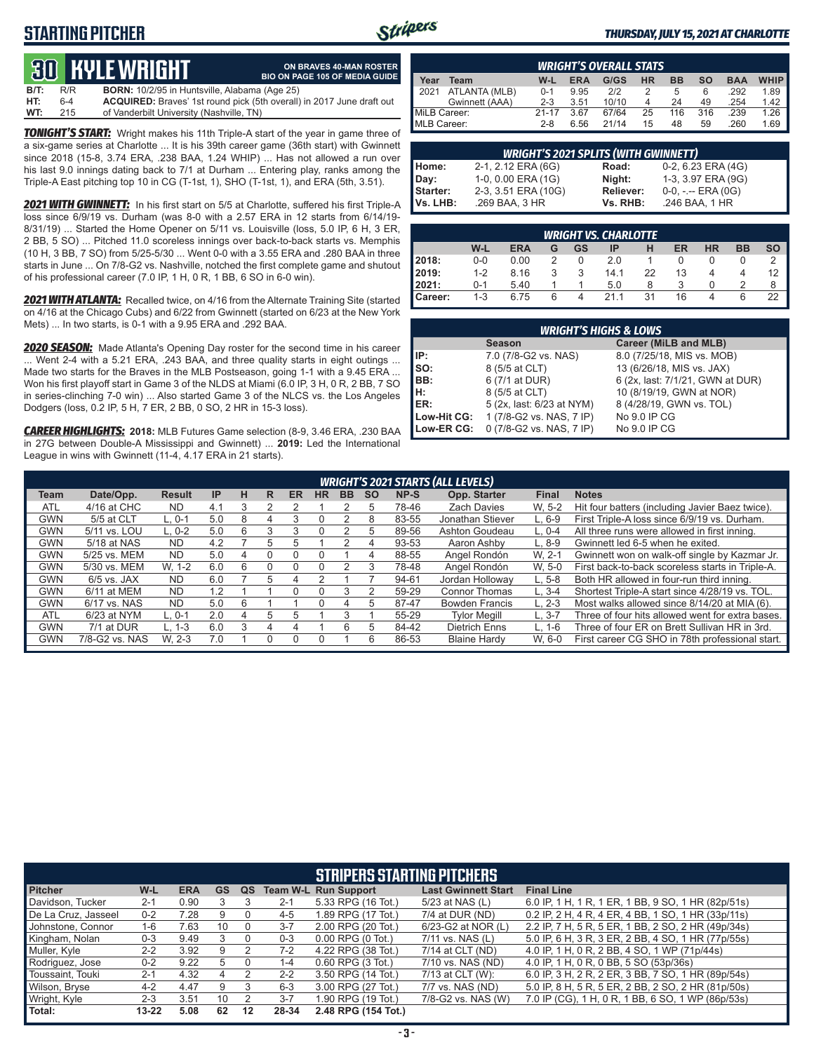# STARTING PITCHER

*THURSDAY, JULY 15, 2021 AT CHARLOTTE*

## 30 KYLE WRIGHT

**ON BRAVES 40-MAN ROSTER**
**BIO ON PAGE 105 OF MEDIA GUIDE**

| | | |
|---|---|---|
| **B/T:** | R/R | **BORN:** 10/2/95 in Huntsville, Alabama (Age 25) |
| **HT:** | 6-4 | **ACQUIRED:** Braves' 1st round pick (5th overall) in 2017 June draft out |
| **WT:** | 215 | of Vanderbilt University (Nashville, TN) |

***TONIGHT'S START:*** Wright makes his 11th Triple-A start of the year in game three of a six-game series at Charlotte ... It is his 39th career game (36th start) with Gwinnett since 2018 (15-8, 3.74 ERA, .238 BAA, 1.24 WHIP) ... Has not allowed a run over his last 9.0 innings dating back to 7/1 at Durham ... Entering play, ranks among the Triple-A East pitching top 10 in CG (T-1st, 1), SHO (T-1st, 1), and ERA (5th, 3.51).

***2021 WITH GWINNETT:*** In his first start on 5/5 at Charlotte, suffered his first Triple-A loss since 6/9/19 vs. Durham (was 8-0 with a 2.57 ERA in 12 starts from 6/14/19-8/31/19) ... Started the Home Opener on 5/11 vs. Louisville (loss, 5.0 IP, 6 H, 3 ER, 2 BB, 5 SO) ... Pitched 11.0 scoreless innings over back-to-back starts vs. Memphis (10 H, 3 BB, 7 SO) from 5/25-5/30 ... Went 0-0 with a 3.55 ERA and .280 BAA in three starts in June ... On 7/8-G2 vs. Nashville, notched the first complete game and shutout of his professional career (7.0 IP, 1 H, 0 R, 1 BB, 6 SO in 6-0 win).

***2021 WITH ATLANTA:*** Recalled twice, on 4/16 from the Alternate Training Site (started on 4/16 at the Chicago Cubs) and 6/22 from Gwinnett (started on 6/23 at the New York Mets) ... In two starts, is 0-1 with a 9.95 ERA and .292 BAA.

***2020 SEASON:*** Made Atlanta's Opening Day roster for the second time in his career ... Went 2-4 with a 5.21 ERA, .243 BAA, and three quality starts in eight outings ... Made two starts for the Braves in the MLB Postseason, going 1-1 with a 9.45 ERA ... Won his first playoff start in Game 3 of the NLDS at Miami (6.0 IP, 3 H, 0 R, 2 BB, 7 SO in series-clinching 7-0 win) ... Also started Game 3 of the NLCS vs. the Los Angeles Dodgers (loss, 0.2 IP, 5 H, 7 ER, 2 BB, 0 SO, 2 HR in 15-3 loss).

***CAREER HIGHLIGHTS:*** **2018:** MLB Futures Game selection (8-9, 3.46 ERA, .230 BAA in 27G between Double-A Mississippi and Gwinnett) ... **2019:** Led the International League in wins with Gwinnett (11-4, 4.17 ERA in 21 starts).

### WRIGHT'S OVERALL STATS

| Year | Team | W-L | ERA | G/GS | HR | BB | SO | BAA | WHIP |
|---|---|---|---|---|---|---|---|---|---|
| 2021 | ATLANTA (MLB) | 0-1 | 9.95 | 2/2 | 2 | 5 | 6 | .292 | 1.89 |
| | Gwinnett (AAA) | 2-3 | 3.51 | 10/10 | 4 | 24 | 49 | .254 | 1.42 |
| MiLB Career: | | 21-17 | 3.67 | 67/64 | 25 | 116 | 316 | .239 | 1.26 |
| MLB Career: | | 2-8 | 6.56 | 21/14 | 15 | 48 | 59 | .260 | 1.69 |

### WRIGHT'S 2021 SPLITS (WITH GWINNETT)

| | | | |
|---|---|---|---|
| **Home:** | 2-1, 2.12 ERA (6G) | **Road:** | 0-2, 6.23 ERA (4G) |
| **Day:** | 1-0, 0.00 ERA (1G) | **Night:** | 1-3, 3.97 ERA (9G) |
| **Starter:** | 2-3, 3.51 ERA (10G) | **Reliever:** | 0-0, -.-- ERA (0G) |
| **Vs. LHB:** | .269 BAA, 3 HR | **Vs. RHB:** | .246 BAA, 1 HR |

### WRIGHT VS. CHARLOTTE

| | W-L | ERA | G | GS | IP | H | ER | HR | BB | SO |
|---|---|---|---|---|---|---|---|---|---|---|
| **2018:** | 0-0 | 0.00 | 2 | 0 | 2.0 | 1 | 0 | 0 | 0 | 2 |
| **2019:** | 1-2 | 8.16 | 3 | 3 | 14.1 | 22 | 13 | 4 | 4 | 12 |
| **2021:** | 0-1 | 5.40 | 1 | 1 | 5.0 | 8 | 3 | 0 | 2 | 8 |
| **Career:** | 1-3 | 6.75 | 6 | 4 | 21.1 | 31 | 16 | 4 | 6 | 22 |

### WRIGHT'S HIGHS & LOWS

| | Season | Career (MiLB and MLB) |
|---|---|---|
| **IP:** | 7.0 (7/8-G2 vs. NAS) | 8.0 (7/25/18, MIS vs. MOB) |
| **SO:** | 8 (5/5 at CLT) | 13 (6/26/18, MIS vs. JAX) |
| **BB:** | 6 (7/1 at DUR) | 6 (2x, last: 7/1/21, GWN at DUR) |
| **H:** | 8 (5/5 at CLT) | 10 (8/19/19, GWN at NOR) |
| **ER:** | 5 (2x, last: 6/23 at NYM) | 8 (4/28/19, GWN vs. TOL) |
| **Low-Hit CG:** | 1 (7/8-G2 vs. NAS, 7 IP) | No 9.0 IP CG |
| **Low-ER CG:** | 0 (7/8-G2 vs. NAS, 7 IP) | No 9.0 IP CG |

### WRIGHT'S 2021 STARTS (ALL LEVELS)

| Team | Date/Opp. | Result | IP | H | R | ER | HR | BB | SO | NP-S | Opp. Starter | Final | Notes |
|---|---|---|---|---|---|---|---|---|---|---|---|---|---|
| ATL | 4/16 at CHC | ND | 4.1 | 3 | 2 | 2 | 1 | 2 | 5 | 78-46 | Zach Davies | W, 5-2 | Hit four batters (including Javier Baez twice). |
| GWN | 5/5 at CLT | L, 0-1 | 5.0 | 8 | 4 | 3 | 0 | 2 | 8 | 83-55 | Jonathan Stiever | L, 6-9 | First Triple-A loss since 6/9/19 vs. Durham. |
| GWN | 5/11 vs. LOU | L, 0-2 | 5.0 | 6 | 3 | 3 | 0 | 2 | 5 | 89-56 | Ashton Goudeau | L, 0-4 | All three runs were allowed in first inning. |
| GWN | 5/18 at NAS | ND | 4.2 | 7 | 5 | 5 | 1 | 2 | 4 | 93-53 | Aaron Ashby | L, 8-9 | Gwinnett led 6-5 when he exited. |
| GWN | 5/25 vs. MEM | ND | 5.0 | 4 | 0 | 0 | 0 | 1 | 4 | 88-55 | Angel Rondón | W, 2-1 | Gwinnett won on walk-off single by Kazmar Jr. |
| GWN | 5/30 vs. MEM | W, 1-2 | 6.0 | 6 | 0 | 0 | 0 | 2 | 3 | 78-48 | Angel Rondón | W, 5-0 | First back-to-back scoreless starts in Triple-A. |
| GWN | 6/5 vs. JAX | ND | 6.0 | 7 | 5 | 4 | 2 | 1 | 7 | 94-61 | Jordan Holloway | L, 5-8 | Both HR allowed in four-run third inning. |
| GWN | 6/11 at MEM | ND | 1.2 | 1 | 1 | 0 | 0 | 3 | 2 | 59-29 | Connor Thomas | L, 3-4 | Shortest Triple-A start since 4/28/19 vs. TOL. |
| GWN | 6/17 vs. NAS | ND | 5.0 | 6 | 1 | 1 | 0 | 4 | 5 | 87-47 | Bowden Francis | L, 2-3 | Most walks allowed since 8/14/20 at MIA (6). |
| ATL | 6/23 at NYM | L, 0-1 | 2.0 | 4 | 5 | 5 | 1 | 3 | 1 | 55-29 | Tylor Megill | L, 3-7 | Three of four hits allowed went for extra bases. |
| GWN | 7/1 at DUR | L, 1-3 | 6.0 | 3 | 4 | 4 | 1 | 6 | 5 | 84-42 | Dietrich Enns | L, 1-6 | Three of four ER on Brett Sullivan HR in 3rd. |
| GWN | 7/8-G2 vs. NAS | W, 2-3 | 7.0 | 1 | 0 | 0 | 0 | 1 | 6 | 86-53 | Blaine Hardy | W, 6-0 | First career CG SHO in 78th professional start. |

### STRIPERS STARTING PITCHERS

| Pitcher | W-L | ERA | GS | QS | Team W-L | Run Support | Last Gwinnett Start | Final Line |
|---|---|---|---|---|---|---|---|---|
| Davidson, Tucker | 2-1 | 0.90 | 3 | 3 | 2-1 | 5.33 RPG (16 Tot.) | 5/23 at NAS (L) | 6.0 IP, 1 H, 1 R, 1 ER, 1 BB, 9 SO, 1 HR (82p/51s) |
| De La Cruz, Jasseel | 0-2 | 7.28 | 9 | 0 | 4-5 | 1.89 RPG (17 Tot.) | 7/4 at DUR (ND) | 0.2 IP, 2 H, 4 R, 4 ER, 4 BB, 1 SO, 1 HR (33p/11s) |
| Johnstone, Connor | 1-6 | 7.63 | 10 | 0 | 3-7 | 2.00 RPG (20 Tot.) | 6/23-G2 at NOR (L) | 2.2 IP, 7 H, 5 R, 5 ER, 1 BB, 2 SO, 2 HR (49p/34s) |
| Kingham, Nolan | 0-3 | 9.49 | 3 | 0 | 0-3 | 0.00 RPG (0 Tot.) | 7/11 vs. NAS (L) | 5.0 IP, 6 H, 3 R, 3 ER, 2 BB, 4 SO, 1 HR (77p/55s) |
| Muller, Kyle | 2-2 | 3.92 | 9 | 2 | 7-2 | 4.22 RPG (38 Tot.) | 7/14 at CLT (ND) | 4.0 IP, 1 H, 0 R, 2 BB, 4 SO, 1 WP (71p/44s) |
| Rodriguez, Jose | 0-2 | 9.22 | 5 | 0 | 1-4 | 0.60 RPG (3 Tot.) | 7/10 vs. NAS (ND) | 4.0 IP, 1 H, 0 R, 0 BB, 5 SO (53p/36s) |
| Toussaint, Touki | 2-1 | 4.32 | 4 | 2 | 2-2 | 3.50 RPG (14 Tot.) | 7/13 at CLT (W): | 6.0 IP, 3 H, 2 R, 2 ER, 3 BB, 7 SO, 1 HR (89p/54s) |
| Wilson, Bryse | 4-2 | 4.47 | 9 | 3 | 6-3 | 3.00 RPG (27 Tot.) | 7/7 vs. NAS (ND) | 5.0 IP, 8 H, 5 R, 5 ER, 2 BB, 2 SO, 2 HR (81p/50s) |
| Wright, Kyle | 2-3 | 3.51 | 10 | 2 | 3-7 | 1.90 RPG (19 Tot.) | 7/8-G2 vs. NAS (W) | 7.0 IP (CG), 1 H, 0 R, 1 BB, 6 SO, 1 WP (86p/53s) |
| **Total:** | **13-22** | **5.08** | **62** | **12** | **28-34** | **2.48 RPG (154 Tot.)** | | |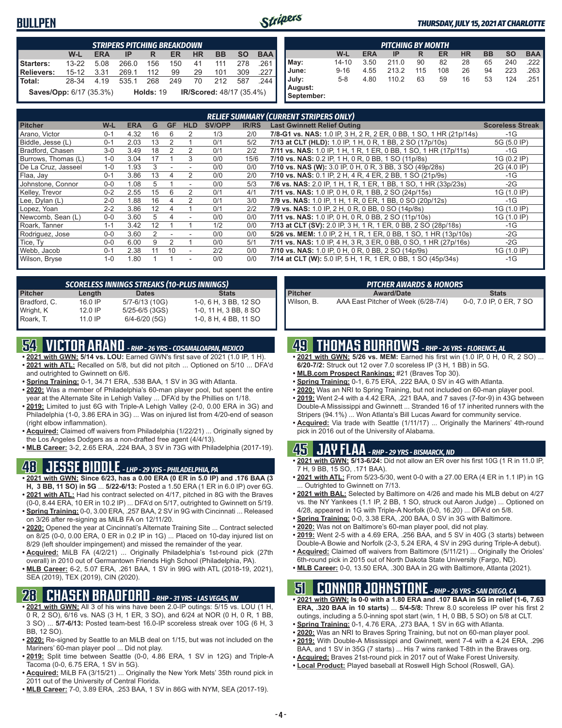# BULLPEN

*THURSDAY, JULY 15, 2021 AT CHARLOTTE*

| STRIPERS PITCHING BREAKDOWN | W-L | ERA | IP | R | ER | HR | BB | SO | BAA |
|---|---|---|---|---|---|---|---|---|---|
| Starters: | 13-22 | 5.08 | 266.0 | 156 | 150 | 41 | 111 | 278 | .261 |
| Relievers: | 15-12 | 3.31 | 269.1 | 112 | 99 | 29 | 101 | 309 | .227 |
| Total: | 28-34 | 4.19 | 535.1 | 268 | 249 | 70 | 212 | 587 | .244 |

**Saves/Opp:** 6/17 (35.3%) **Holds:** 19 **IR/Scored:** 48/17 (35.4%)

| PITCHING BY MONTH | W-L | ERA | IP | R | ER | HR | BB | SO | BAA |
|---|---|---|---|---|---|---|---|---|---|
| May: | 14-10 | 3.50 | 211.0 | 90 | 82 | 28 | 65 | 240 | .222 |
| June: | 9-16 | 4.55 | 213.2 | 115 | 108 | 26 | 94 | 223 | .263 |
| July: | 5-8 | 4.80 | 110.2 | 63 | 59 | 16 | 53 | 124 | .251 |
| August: | | | | | | | | | |
| September: | | | | | | | | | |

**RELIEF SUMMARY (CURRENT STRIPERS ONLY)**

| Pitcher | W-L | ERA | G | GF | HLD | SV/OPP | IR/RS | Last Gwinnett Relief Outing | Scoreless Streak |
|---|---|---|---|---|---|---|---|---|---|
| Arano, Victor | 0-1 | 4.32 | 16 | 6 | 2 | 1/3 | 2/0 | 7/8-G1 vs. NAS: 1.0 IP, 3 H, 2 R, 2 ER, 0 BB, 1 SO, 1 HR (21p/14s) | -1G |
| Biddle, Jesse (L) | 0-1 | 2.03 | 13 | 2 | 1 | 0/1 | 5/2 | 7/13 at CLT (HLD): 1.0 IP, 1 H, 0 R, 1 BB, 2 SO (17p/10s) | 5G (5.0 IP) |
| Bradford, Chasen | 3-0 | 3.49 | 18 | 2 | 2 | 0/1 | 2/2 | 7/11 vs. NAS: 1.0 IP, 1 H, 1 R, 1 ER, 0 BB, 1 SO, 1 HR (17p/11s) | -1G |
| Burrows, Thomas (L) | 1-0 | 3.04 | 17 | 1 | 3 | 0/0 | 15/6 | 7/10 vs. NAS: 0.2 IP, 1 H, 0 R, 0 BB, 1 SO (11p/8s) | 1G (0.2 IP) |
| De La Cruz, Jasseel | 1-0 | 1.93 | 3 | - | - | 0/0 | 0/0 | 7/10 vs. NAS (W): 3.0 IP, 0 H, 0 R, 3 BB, 3 SO (49p/28s) | 2G (4.0 IP) |
| Flaa, Jay | 0-1 | 3.86 | 13 | 4 | 2 | 0/0 | 2/0 | 7/10 vs. NAS: 0.1 IP, 2 H, 4 R, 4 ER, 2 BB, 1 SO (21p/9s) | -1G |
| Johnstone, Connor | 0-0 | 1.08 | 5 | 1 | - | 0/0 | 5/3 | 7/6 vs. NAS: 2.0 IP, 1 H, 1 R, 1 ER, 1 BB, 1 SO, 1 HR (33p/23s) | -2G |
| Kelley, Trevor | 0-2 | 2.55 | 15 | 6 | 2 | 0/1 | 4/1 | 7/11 vs. NAS: 1.0 IP, 0 H, 0 R, 1 BB, 2 SO (24p/15s) | 1G (1.0 IP) |
| Lee, Dylan (L) | 2-0 | 1.88 | 16 | 4 | 2 | 0/1 | 3/0 | 7/9 vs. NAS: 1.0 IP, 1 H, 1 R, 0 ER, 1 BB, 0 SO (20p/12s) | -1G |
| Lopez, Yoan | 2-2 | 3.86 | 12 | 4 | 1 | 0/1 | 2/2 | 7/9 vs. NAS: 1.0 IP, 2 H, 0 R, 0 BB, 0 SO (14p/8s) | 1G (1.0 IP) |
| Newcomb, Sean (L) | 0-0 | 3.60 | 5 | 4 | - | 0/0 | 0/0 | 7/11 vs. NAS: 1.0 IP, 0 H, 0 R, 0 BB, 2 SO (11p/10s) | 1G (1.0 IP) |
| Roark, Tanner | 1-1 | 3.42 | 12 | 1 | 1 | 1/2 | 0/0 | 7/13 at CLT (SV): 2.0 IP, 3 H, 1 R, 1 ER, 0 BB, 2 SO (28p/18s) | -1G |
| Rodriguez, Jose | 0-0 | 3.60 | 2 | - | - | 0/0 | 0/0 | 5/26 vs. MEM: 1.0 IP, 2 H, 1 R, 1 ER, 0 BB, 1 SO, 1 HR (13p/10s) | -2G |
| Tice, Ty | 0-0 | 6.00 | 9 | 2 | 1 | 0/0 | 5/1 | 7/11 vs. NAS: 1.0 IP, 4 H, 3 R, 3 ER, 0 BB, 0 SO, 1 HR (27p/16s) | -2G |
| Webb, Jacob | 0-1 | 2.38 | 11 | 10 | - | 2/2 | 0/0 | 7/10 vs. NAS: 1.0 IP, 0 H, 0 R, 0 BB, 2 SO (14p/9s) | 1G (1.0 IP) |
| Wilson, Bryse | 1-0 | 1.80 | 1 | 1 | - | 0/0 | 0/0 | 7/14 at CLT (W): 5.0 IP, 5 H, 1 R, 1 ER, 0 BB, 1 SO (45p/34s) | -1G |

**SCORELESS INNINGS STREAKS (10-PLUS INNINGS)**

| Pitcher | Length | Dates | Stats |
|---|---|---|---|
| Bradford, C. | 16.0 IP | 5/7-6/13 (10G) | 1-0, 6 H, 3 BB, 12 SO |
| Wright, K | 12.0 IP | 5/25-6/5 (3GS) | 1-0, 11 H, 3 BB, 8 SO |
| Roark, T. | 11.0 IP | 6/4-6/20 (5G) | 1-0, 8 H, 4 BB, 11 SO |

**PITCHER AWARDS & HONORS**

| Pitcher | Award/Date | Stats |
|---|---|---|
| Wilson, B. | AAA East Pitcher of Week (6/28-7/4) | 0-0, 7.0 IP, 0 ER, 7 SO |

## 54 VICTOR ARANO - RHP - 26 YRS - COSAMALOAPAN, MEXICO

- **2021 with GWN: 5/14 vs. LOU:** Earned GWN's first save of 2021 (1.0 IP, 1 H).
- **2021 with ATL:** Recalled on 5/8, but did not pitch ... Optioned on 5/10 ... DFA'd and outrighted to Gwinnett on 6/6.
- **Spring Training:** 0-1, 34.71 ERA, .538 BAA, 1 SV in 3G with Atlanta.
- **2020:** Was a member of Philadelphia's 60-man player pool, but spent the entire year at the Alternate Site in Lehigh Valley ... DFA'd by the Phillies on 1/18.
- **2019:** Limited to just 6G with Triple-A Lehigh Valley (2-0, 0.00 ERA in 3G) and Philadelphia (1-0, 3.86 ERA in 3G) ... Was on injured list from 4/20-end of season (right elbow inflammation).
- **Acquired:** Claimed off waivers from Philadelphia (1/22/21) ... Originally signed by the Los Angeles Dodgers as a non-drafted free agent (4/4/13).
- **MLB Career:** 3-2, 2.65 ERA, .224 BAA, 3 SV in 73G with Philadelphia (2017-19).

## 48 JESSE BIDDLE - LHP - 29 YRS - PHILADELPHIA, PA

- **2021 with GWN: Since 6/23, has a 0.00 ERA (0 ER in 5.0 IP) and .176 BAA (3 H, 3 BB, 11 SO) in 5G** ... **5/22-6/13:** Posted a 1.50 ERA (1 ER in 6.0 IP) over 6G.
- **2021 with ATL:** Had his contract selected on 4/17, pitched in 8G with the Braves (0-0, 8.44 ERA, 10 ER in 10.2 IP) ... DFA'd on 5/17, outrighted to Gwinnett on 5/19.
- **Spring Training:** 0-0, 3.00 ERA, .257 BAA, 2 SV in 9G with Cincinnati ... Released on 3/26 after re-signing as MiLB FA on 12/11/20.
- **2020:** Opened the year at Cincinnati's Alternate Training Site ... Contract selected on 8/25 (0-0, 0.00 ERA, 0 ER in 0.2 IP in 1G) ... Placed on 10-day injured list on 8/29 (left shoulder impingement) and missed the remainder of the year.
- **Acquired:** MiLB FA (4/2/21) ... Originally Philadelphia's 1st-round pick (27th overall) in 2010 out of Germantown Friends High School (Philadelphia, PA).
- **MLB Career:** 6-2, 5.07 ERA, .261 BAA, 1 SV in 99G with ATL (2018-19, 2021), SEA (2019), TEX (2019), CIN (2020).

## 28 CHASEN BRADFORD - RHP - 31 YRS - LAS VEGAS, NV

- **2021 with GWN:** All 3 of his wins have been 2.0-IP outings: 5/15 vs. LOU (1 H, 0 R, 2 SO), 6/16 vs. NAS (3 H, 1 ER, 3 SO), and 6/24 at NOR (0 H, 0 R, 1 BB, 3 SO) ... **5/7-6/13:** Posted team-best 16.0-IP scoreless streak over 10G (6 H, 3 BB, 12 SO).
- **2020:** Re-signed by Seattle to an MiLB deal on 1/15, but was not included on the Mariners' 60-man player pool ... Did not play.
- **2019:** Split time between Seattle (0-0, 4.86 ERA, 1 SV in 12G) and Triple-A Tacoma (0-0, 6.75 ERA, 1 SV in 5G).
- **Acquired:** MiLB FA (3/15/21) ... Originally the New York Mets' 35th round pick in 2011 out of the University of Central Florida.
- **MLB Career:** 7-0, 3.89 ERA, .253 BAA, 1 SV in 86G with NYM, SEA (2017-19).

## 49 THOMAS BURROWS - RHP - 26 YRS - FLORENCE, AL

- **2021 with GWN: 5/26 vs. MEM:** Earned his first win (1.0 IP, 0 H, 0 R, 2 SO) ... **6/20-7/2:** Struck out 12 over 7.0 scoreless IP (3 H, 1 BB) in 5G.
- **MLB.com Prospect Rankings:** #21 (Braves Top 30).
- **Spring Training:** 0-1, 6.75 ERA, .222 BAA, 0 SV in 4G with Atlanta.
- **2020:** Was an NRI to Spring Training, but not included on 60-man player pool.
- **2019:** Went 2-4 with a 4.42 ERA, .221 BAA, and 7 saves (7-for-9) in 43G between Double-A Mississippi and Gwinnett ... Stranded 16 of 17 inherited runners with the Stripers (94.1%) ... Won Atlanta's Bill Lucas Award for community service.
- **Acquired:** Via trade with Seattle (1/11/17) ... Originally the Mariners' 4th-round pick in 2016 out of the University of Alabama.

## 45 JAY FLAA - RHP - 29 YRS - BISMARCK, ND

- **2021 with GWN: 5/13-6/24:** Did not allow an ER over his first 10G (1 R in 11.0 IP, 7 H, 9 BB, 15 SO, .171 BAA).
- **2021 with ATL:** From 5/23-5/30, went 0-0 with a 27.00 ERA (4 ER in 1.1 IP) in 1G ... Outrighted to Gwinnett on 7/13.
- **2021 with BAL:** Selected by Baltimore on 4/26 and made his MLB debut on 4/27 vs. the NY Yankees (1.1 IP, 2 BB, 1 SO, struck out Aaron Judge) ... Optioned on 4/28, appeared in 1G with Triple-A Norfolk (0-0, 16.20) ... DFA'd on 5/8.
- **Spring Training:** 0-0, 3.38 ERA, .200 BAA, 0 SV in 3G with Baltimore.
- **2020:** Was not on Baltimore's 60-man player pool, did not play.
- **2019:** Went 2-5 with a 4.69 ERA, .256 BAA, and 5 SV in 40G (3 starts) between Double-A Bowie and Norfolk (2-3, 5.24 ERA, 4 SV in 29G during Triple-A debut).
- **Acquired:** Claimed off waivers from Baltimore (5/11/21) ... Originally the Orioles' 6th-round pick in 2015 out of North Dakota State University (Fargo, ND).
- **MLB Career:** 0-0, 13.50 ERA, .300 BAA in 2G with Baltimore, Atlanta (2021).

## 51 CONNOR JOHNSTONE - RHP - 26 YRS - SAN DIEGO, CA

- **2021 with GWN: Is 0-0 with a 1.80 ERA and .107 BAA in 5G in relief (1-6, 7.63 ERA, .320 BAA in 10 starts)** ... **5/4-5/8:** Threw 8.0 scoreless IP over his first 2 outings, including a 5.0-inning spot start (win, 1 H, 0 BB, 5 SO) on 5/8 at CLT.
- **Spring Training:** 0-1, 4.76 ERA, .273 BAA, 1 SV in 6G with Atlanta.
- **2020:** Was an NRI to Braves Spring Training, but not on 60-man player pool.
- **2019:** With Double-A Mississippi and Gwinnett, went 7-4 with a 4.24 ERA, .296 BAA, and 1 SV in 35G (7 starts) ... His 7 wins ranked T-8th in the Braves org.
- **Acquired:** Braves 21st-round pick in 2017 out of Wake Forest University.
- **Local Product:** Played baseball at Roswell High School (Roswell, GA).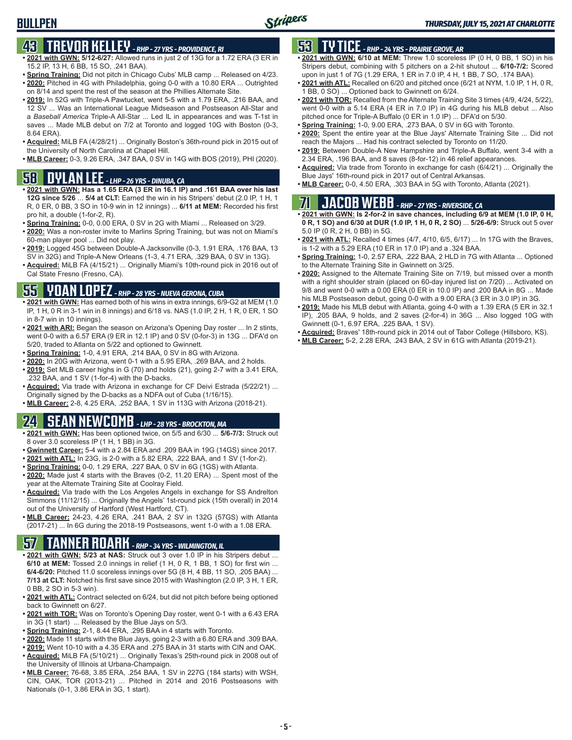# BULLPEN

## 43 TREVOR KELLEY - RHP - 27 YRS - PROVIDENCE, RI

- **2021 with GWN: 5/12-6/27:** Allowed runs in just 2 of 13G for a 1.72 ERA (3 ER in 15.2 IP, 13 H, 6 BB, 15 SO, .241 BAA).
- **Spring Training:** Did not pitch in Chicago Cubs' MLB camp ... Released on 4/23.
- **2020:** Pitched in 4G with Philadelphia, going 0-0 with a 10.80 ERA ... Outrighted on 8/14 and spent the rest of the season at the Phillies Alternate Site.
- **2019:** In 52G with Triple-A Pawtucket, went 5-5 with a 1.79 ERA, .216 BAA, and 12 SV ... Was an International League Midseason and Postseason All-Star and a *Baseball America* Triple-A All-Star ... Led IL in appearances and was T-1st in saves ... Made MLB debut on 7/2 at Toronto and logged 10G with Boston (0-3, 8.64 ERA).
- **Acquired:** MiLB FA (4/28/21) ... Originally Boston's 36th-round pick in 2015 out of the University of North Carolina at Chapel Hill.
- **MLB Career:** 0-3, 9.26 ERA, .347 BAA, 0 SV in 14G with BOS (2019), PHI (2020).

## 58 DYLAN LEE - LHP - 26 YRS - DINUBA, CA

- **2021 with GWN: Has a 1.65 ERA (3 ER in 16.1 IP) and .161 BAA over his last 12G since 5/26** ... **5/4 at CLT:** Earned the win in his Stripers' debut (2.0 IP, 1 H, 1 R, 0 ER, 0 BB, 3 SO in 10-9 win in 12 innings) ... **6/11 at MEM:** Recorded his first pro hit, a double (1-for-2, R).
- **Spring Training:** 0-0, 0.00 ERA, 0 SV in 2G with Miami ... Released on 3/29.
- **2020:** Was a non-roster invite to Marlins Spring Training, but was not on Miami's 60-man player pool ... Did not play.
- **2019:** Logged 45G between Double-A Jacksonville (0-3, 1.91 ERA, .176 BAA, 13 SV in 32G) and Triple-A New Orleans (1-3, 4.71 ERA, .329 BAA, 0 SV in 13G).
- **Acquired:** MiLB FA (4/15/21) ... Originally Miami's 10th-round pick in 2016 out of Cal State Fresno (Fresno, CA).

## 55 YOAN LOPEZ - RHP - 28 YRS - NUEVA GERONA, CUBA

- **2021 with GWN:** Has earned both of his wins in extra innings, 6/9-G2 at MEM (1.0 IP, 1 H, 0 R in 3-1 win in 8 innings) and 6/18 vs. NAS (1.0 IP, 2 H, 1 R, 0 ER, 1 SO in 8-7 win in 10 innings).
- **2021 with ARI:** Began the season on Arizona's Opening Day roster ... In 2 stints, went 0-0 with a 6.57 ERA (9 ER in 12.1 IP) and 0 SV (0-for-3) in 13G ... DFA'd on 5/20, traded to Atlanta on 5/22 and optioned to Gwinnett.
- **Spring Training:** 1-0, 4.91 ERA, .214 BAA, 0 SV in 8G with Arizona.
- **2020:** In 20G with Arizona, went 0-1 with a 5.95 ERA, .269 BAA, and 2 holds.
- **2019:** Set MLB career highs in G (70) and holds (21), going 2-7 with a 3.41 ERA, .232 BAA, and 1 SV (1-for-4) with the D-backs.
- **Acquired:** Via trade with Arizona in exchange for CF Deivi Estrada (5/22/21) ... Originally signed by the D-backs as a NDFA out of Cuba (1/16/15).
- **MLB Career:** 2-8, 4.25 ERA, .252 BAA, 1 SV in 113G with Arizona (2018-21).

## 24 SEAN NEWCOMB - LHP - 28 YRS - BROCKTON, MA

- **2021 with GWN:** Has been optioned twice, on 5/5 and 6/30 ... **5/6-7/3:** Struck out 8 over 3.0 scoreless IP (1 H, 1 BB) in 3G.
- **Gwinnett Career:** 5-4 with a 2.84 ERA and .209 BAA in 19G (14GS) since 2017.
- **2021 with ATL:** In 23G, is 2-0 with a 5.82 ERA, .222 BAA, and 1 SV (1-for-2).
- **Spring Training:** 0-0, 1.29 ERA, .227 BAA, 0 SV in 6G (1GS) with Atlanta.
- **2020:** Made just 4 starts with the Braves (0-2, 11.20 ERA) ... Spent most of the year at the Alternate Training Site at Coolray Field.
- **Acquired:** Via trade with the Los Angeles Angels in exchange for SS Andrelton Simmons (11/12/15) ... Originally the Angels' 1st-round pick (15th overall) in 2014 out of the University of Hartford (West Hartford, CT).
- **MLB Career:** 24-23, 4.26 ERA, .241 BAA, 2 SV in 132G (57GS) with Atlanta (2017-21) ... In 6G during the 2018-19 Postseasons, went 1-0 with a 1.08 ERA.

## 57 TANNER ROARK - RHP - 34 YRS - WILMINGTON, IL

- **2021 with GWN: 5/23 at NAS:** Struck out 3 over 1.0 IP in his Stripers debut ... **6/10 at MEM:** Tossed 2.0 innings in relief (1 H, 0 R, 1 BB, 1 SO) for first win ... **6/4-6/20:** Pitched 11.0 scoreless innings over 5G (8 H, 4 BB, 11 SO, .205 BAA) ... **7/13 at CLT:** Notched his first save since 2015 with Washington (2.0 IP, 3 H, 1 ER, 0 BB, 2 SO in 5-3 win).
- **2021 with ATL:** Contract selected on 6/24, but did not pitch before being optioned back to Gwinnett on 6/27.
- **2021 with TOR:** Was on Toronto's Opening Day roster, went 0-1 with a 6.43 ERA in 3G (1 start) ... Released by the Blue Jays on 5/3.
- **Spring Training:** 2-1, 8.44 ERA, .295 BAA in 4 starts with Toronto.
- **2020:** Made 11 starts with the Blue Jays, going 2-3 with a 6.80 ERA and .309 BAA.
- **2019:** Went 10-10 with a 4.35 ERA and .275 BAA in 31 starts with CIN and OAK.
- **Acquired:** MiLB FA (5/10/21) ... Originally Texas's 25th-round pick in 2008 out of the University of Illinois at Urbana-Champaign.
- **MLB Career:** 76-68, 3.85 ERA, .254 BAA, 1 SV in 227G (184 starts) with WSH, CIN, OAK, TOR (2013-21) ... Pitched in 2014 and 2016 Postseasons with Nationals (0-1, 3.86 ERA in 3G, 1 start).

## 53 TY TICE - RHP - 24 YRS - PRAIRIE GROVE, AR

- **2021 with GWN: 6/10 at MEM:** Threw 1.0 scoreless IP (0 H, 0 BB, 1 SO) in his Stripers debut, combining with 5 pitchers on a 2-hit shutout ... **6/10-7/2:** Scored upon in just 1 of 7G (1.29 ERA, 1 ER in 7.0 IP, 4 H, 1 BB, 7 SO, .174 BAA).
- **2021 with ATL:** Recalled on 6/20 and pitched once (6/21 at NYM, 1.0 IP, 1 H, 0 R, 1 BB, 0 SO) ... Optioned back to Gwinnett on 6/24.
- **2021 with TOR:** Recalled from the Alternate Training Site 3 times (4/9, 4/24, 5/22), went 0-0 with a 5.14 ERA (4 ER in 7.0 IP) in 4G during his MLB debut ... Also pitched once for Triple-A Buffalo (0 ER in 1.0 IP) ... DFA'd on 5/30.
- **Spring Training:** 1-0, 9.00 ERA, .273 BAA, 0 SV in 6G with Toronto.
- **2020:** Spent the entire year at the Blue Jays' Alternate Training Site ... Did not reach the Majors ... Had his contract selected by Toronto on 11/20.
- **2019:** Between Double-A New Hampshire and Triple-A Buffalo, went 3-4 with a 2.34 ERA, .196 BAA, and 8 saves (8-for-12) in 46 relief appearances.
- **Acquired:** Via trade from Toronto in exchange for cash (6/4/21) ... Originally the Blue Jays' 16th-round pick in 2017 out of Central Arkansas.
- **MLB Career:** 0-0, 4.50 ERA, .303 BAA in 5G with Toronto, Atlanta (2021).

## 71 JACOB WEBB - RHP - 27 YRS - RIVERSIDE, CA

- **2021 with GWN: Is 2-for-2 in save chances, including 6/9 at MEM (1.0 IP, 0 H, 0 R, 1 SO) and 6/30 at DUR (1.0 IP, 1 H, 0 R, 2 SO)** ... **5/26-6/9:** Struck out 5 over 5.0 IP (0 R, 2 H, 0 BB) in 5G.
- **2021 with ATL:** Recalled 4 times (4/7, 4/10, 6/5, 6/17) ... In 17G with the Braves, is 1-2 with a 5.29 ERA (10 ER in 17.0 IP) and a .324 BAA.
- **Spring Training:** 1-0, 2.57 ERA, .222 BAA, 2 HLD in 7G with Atlanta ... Optioned to the Alternate Training Site in Gwinnett on 3/25.
- **2020:** Assigned to the Alternate Training Site on 7/19, but missed over a month with a right shoulder strain (placed on 60-day injured list on 7/20) ... Activated on 9/8 and went 0-0 with a 0.00 ERA (0 ER in 10.0 IP) and .200 BAA in 8G ... Made his MLB Postseason debut, going 0-0 with a 9.00 ERA (3 ER in 3.0 IP) in 3G.
- **2019:** Made his MLB debut with Atlanta, going 4-0 with a 1.39 ERA (5 ER in 32.1 IP), .205 BAA, 9 holds, and 2 saves (2-for-4) in 36G ... Also logged 10G with Gwinnett (0-1, 6.97 ERA, .225 BAA, 1 SV).
- **Acquired:** Braves' 18th-round pick in 2014 out of Tabor College (Hillsboro, KS).
- **MLB Career:** 5-2, 2.28 ERA, .243 BAA, 2 SV in 61G with Atlanta (2019-21).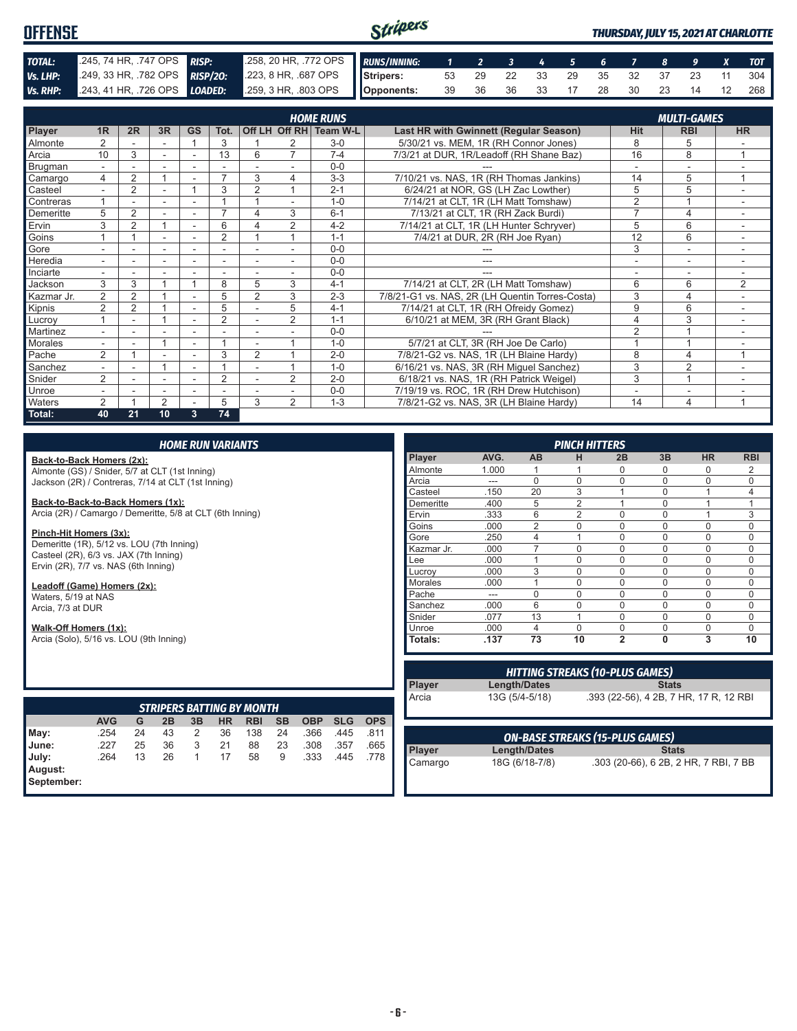# OFFENSE

*THURSDAY, JULY 15, 2021 AT CHARLOTTE*

| | | | |
|---|---|---|---|
| **TOTAL:** | .245, 74 HR, .747 OPS | **RISP:** | .258, 20 HR, .772 OPS |
| **Vs. LHP:** | .249, 33 HR, .782 OPS | **RISP/2O:** | .223, 8 HR, .687 OPS |
| **Vs. RHP:** | .243, 41 HR, .726 OPS | **LOADED:** | .259, 3 HR, .803 OPS |

| RUNS/INNING: | 1 | 2 | 3 | 4 | 5 | 6 | 7 | 8 | 9 | X | TOT |
|---|---|---|---|---|---|---|---|---|---|---|---|
| Stripers: | 53 | 29 | 22 | 33 | 29 | 35 | 32 | 37 | 23 | 11 | 304 |
| Opponents: | 39 | 36 | 36 | 33 | 17 | 28 | 30 | 23 | 14 | 12 | 268 |

## HOME RUNS / MULTI-GAMES

| Player | 1R | 2R | 3R | GS | Tot. | Off LH | Off RH | Team W-L | Last HR with Gwinnett (Regular Season) | Hit | RBI | HR |
|---|---|---|---|---|---|---|---|---|---|---|---|---|
| Almonte | 2 | - | - | 1 | 3 | 1 | 2 | 3-0 | 5/30/21 vs. MEM, 1R (RH Connor Jones) | 8 | 5 | - |
| Arcia | 10 | 3 | - | - | 13 | 6 | 7 | 7-4 | 7/3/21 at DUR, 1R/Leadoff (RH Shane Baz) | 16 | 8 | 1 |
| Brugman | - | - | - | - | - | - | - | 0-0 | --- | - | - | - |
| Camargo | 4 | 2 | 1 | - | 7 | 3 | 4 | 3-3 | 7/10/21 vs. NAS, 1R (RH Thomas Jankins) | 14 | 5 | 1 |
| Casteel | - | 2 | - | 1 | 3 | 2 | 1 | 2-1 | 6/24/21 at NOR, GS (LH Zac Lowther) | 5 | 5 | - |
| Contreras | 1 | - | - | - | 1 | 1 | - | 1-0 | 7/14/21 at CLT, 1R (LH Matt Tomshaw) | 2 | 1 | - |
| Demeritte | 5 | 2 | - | - | 7 | 4 | 3 | 6-1 | 7/13/21 at CLT, 1R (RH Zack Burdi) | 7 | 4 | - |
| Ervin | 3 | 2 | 1 | - | 6 | 4 | 2 | 4-2 | 7/14/21 at CLT, 1R (LH Hunter Schryver) | 5 | 6 | - |
| Goins | 1 | 1 | - | - | 2 | 1 | 1 | 1-1 | 7/4/21 at DUR, 2R (RH Joe Ryan) | 12 | 6 | - |
| Gore | - | - | - | - | - | - | - | 0-0 | --- | 3 | - | - |
| Heredia | - | - | - | - | - | - | - | 0-0 | --- | - | - | - |
| Inciarte | - | - | - | - | - | - | - | 0-0 | --- | - | - | - |
| Jackson | 3 | 3 | 1 | 1 | 8 | 5 | 3 | 4-1 | 7/14/21 at CLT, 2R (LH Matt Tomshaw) | 6 | 6 | 2 |
| Kazmar Jr. | 2 | 2 | 1 | - | 5 | 2 | 3 | 2-3 | 7/8/21-G1 vs. NAS, 2R (LH Quentin Torres-Costa) | 3 | 4 | - |
| Kipnis | 2 | 2 | 1 | - | 5 | - | 5 | 4-1 | 7/14/21 at CLT, 1R (RH Ofreidy Gomez) | 9 | 6 | - |
| Lucroy | 1 | - | 1 | - | 2 | - | 2 | 1-1 | 6/10/21 at MEM, 3R (RH Grant Black) | 4 | 3 | - |
| Martinez | - | - | - | - | - | - | - | 0-0 | --- | 2 | 1 | - |
| Morales | - | - | 1 | - | 1 | - | 1 | 1-0 | 5/7/21 at CLT, 3R (RH Joe De Carlo) | 1 | 1 | - |
| Pache | 2 | 1 | - | - | 3 | 2 | 1 | 2-0 | 7/8/21-G2 vs. NAS, 1R (LH Blaine Hardy) | 8 | 4 | 1 |
| Sanchez | - | - | 1 | - | 1 | - | 1 | 1-0 | 6/16/21 vs. NAS, 3R (RH Miguel Sanchez) | 3 | 2 | - |
| Snider | 2 | - | - | - | 2 | - | 2 | 2-0 | 6/18/21 vs. NAS, 1R (RH Patrick Weigel) | 3 | 1 | - |
| Unroe | - | - | - | - | - | - | - | 0-0 | 7/19/19 vs. ROC, 1R (RH Drew Hutchison) | - | - | - |
| Waters | 2 | 1 | 2 | - | 5 | 3 | 2 | 1-3 | 7/8/21-G2 vs. NAS, 3R (LH Blaine Hardy) | 14 | 4 | 1 |
| **Total:** | **40** | **21** | **10** | **3** | **74** | | | | | | | |

## HOME RUN VARIANTS

**Back-to-Back Homers (2x):**
Almonte (GS) / Snider, 5/7 at CLT (1st Inning)
Jackson (2R) / Contreras, 7/14 at CLT (1st Inning)

**Back-to-Back-to-Back Homers (1x):**
Arcia (2R) / Camargo / Demeritte, 5/8 at CLT (6th Inning)

**Pinch-Hit Homers (3x):**
Demeritte (1R), 5/12 vs. LOU (7th Inning)
Casteel (2R), 6/3 vs. JAX (7th Inning)
Ervin (2R), 7/7 vs. NAS (6th Inning)

**Leadoff (Game) Homers (2x):**
Waters, 5/19 at NAS
Arcia, 7/3 at DUR

**Walk-Off Homers (1x):**
Arcia (Solo), 5/16 vs. LOU (9th Inning)

## PINCH HITTERS

| Player | AVG. | AB | H | 2B | 3B | HR | RBI |
|---|---|---|---|---|---|---|---|
| Almonte | 1.000 | 1 | 1 | 0 | 0 | 0 | 2 |
| Arcia | --- | 0 | 0 | 0 | 0 | 0 | 0 |
| Casteel | .150 | 20 | 3 | 1 | 0 | 1 | 4 |
| Demeritte | .400 | 5 | 2 | 1 | 0 | 1 | 1 |
| Ervin | .333 | 6 | 2 | 0 | 0 | 1 | 3 |
| Goins | .000 | 2 | 0 | 0 | 0 | 0 | 0 |
| Gore | .250 | 4 | 1 | 0 | 0 | 0 | 0 |
| Kazmar Jr. | .000 | 7 | 0 | 0 | 0 | 0 | 0 |
| Lee | .000 | 1 | 0 | 0 | 0 | 0 | 0 |
| Lucroy | .000 | 3 | 0 | 0 | 0 | 0 | 0 |
| Morales | .000 | 1 | 0 | 0 | 0 | 0 | 0 |
| Pache | --- | 0 | 0 | 0 | 0 | 0 | 0 |
| Sanchez | .000 | 6 | 0 | 0 | 0 | 0 | 0 |
| Snider | .077 | 13 | 1 | 0 | 0 | 0 | 0 |
| Unroe | .000 | 4 | 0 | 0 | 0 | 0 | 0 |
| **Totals:** | **.137** | **73** | **10** | **2** | **0** | **3** | **10** |

## HITTING STREAKS (10-PLUS GAMES)

| Player | Length/Dates | Stats |
|---|---|---|
| Arcia | 13G (5/4-5/18) | .393 (22-56), 4 2B, 7 HR, 17 R, 12 RBI |

## STRIPERS BATTING BY MONTH

| | AVG | G | 2B | 3B | HR | RBI | SB | OBP | SLG | OPS |
|---|---|---|---|---|---|---|---|---|---|---|
| May: | .254 | 24 | 43 | 2 | 36 | 138 | 24 | .366 | .445 | .811 |
| June: | .227 | 25 | 36 | 3 | 21 | 88 | 23 | .308 | .357 | .665 |
| July: | .264 | 13 | 26 | 1 | 17 | 58 | 9 | .333 | .445 | .778 |
| August: | | | | | | | | | | |
| September: | | | | | | | | | | |

## ON-BASE STREAKS (15-PLUS GAMES)

| Player | Length/Dates | Stats |
|---|---|---|
| Camargo | 18G (6/18-7/8) | .303 (20-66), 6 2B, 2 HR, 7 RBI, 7 BB |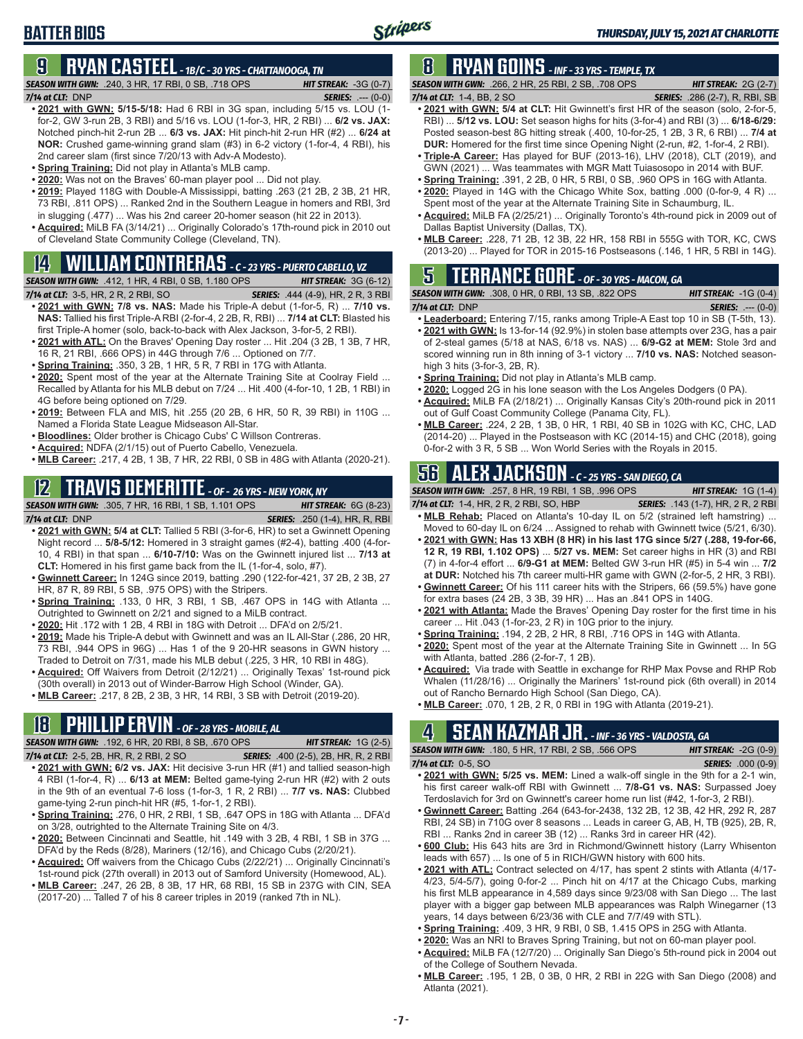# BATTER BIOS

## 9 RYAN CASTEEL - 1B/C - 30 YRS - CHATTANOOGA, TN

**SEASON WITH GWN:** .240, 3 HR, 17 RBI, 0 SB, .718 OPS **HIT STREAK:** -3G (0-7)
**7/14 at CLT:** DNP **SERIES:** .--- (0-0)

- **2021 with GWN:** 5/15-5/18: Had 6 RBI in 3G span, including 5/15 vs. LOU (1-for-2, GW 3-run 2B, 3 RBI) and 5/16 vs. LOU (1-for-3, HR, 2 RBI) ... **6/2 vs. JAX:** Notched pinch-hit 2-run 2B ... **6/3 vs. JAX:** Hit pinch-hit 2-run HR (#2) ... **6/24 at NOR:** Crushed game-winning grand slam (#3) in 6-2 victory (1-for-4, 4 RBI), his 2nd career slam (first since 7/20/13 with Adv-A Modesto).
- **Spring Training:** Did not play in Atlanta's MLB camp.
- **2020:** Was not on the Braves' 60-man player pool ... Did not play.
- **2019:** Played 118G with Double-A Mississippi, batting .263 (21 2B, 2 3B, 21 HR, 73 RBI, .811 OPS) ... Ranked 2nd in the Southern League in homers and RBI, 3rd in slugging (.477) ... Was his 2nd career 20-homer season (hit 22 in 2013).
- **Acquired:** MiLB FA (3/14/21) ... Originally Colorado's 17th-round pick in 2010 out of Cleveland State Community College (Cleveland, TN).

## 14 WILLIAM CONTRERAS - C - 23 YRS - PUERTO CABELLO, VZ

**SEASON WITH GWN:** .412, 1 HR, 4 RBI, 0 SB, 1.180 OPS **HIT STREAK:** 3G (6-12)
**7/14 at CLT:** 3-5, HR, 2 R, 2 RBI, SO **SERIES:** .444 (4-9), HR, 2 R, 3 RBI

- **2021 with GWN:** 7/8 vs. NAS: Made his Triple-A debut (1-for-5, R) ... **7/10 vs. NAS:** Tallied his first Triple-A RBI (2-for-4, 2 2B, R, RBI) ... **7/14 at CLT:** Blasted his first Triple-A homer (solo, back-to-back with Alex Jackson, 3-for-5, 2 RBI).
- **2021 with ATL:** On the Braves' Opening Day roster ... Hit .204 (3 2B, 1 3B, 7 HR, 16 R, 21 RBI, .666 OPS) in 44G through 7/6 ... Optioned on 7/7.
- **Spring Training:** .350, 3 2B, 1 HR, 5 R, 7 RBI in 17G with Atlanta.
- **2020:** Spent most of the year at the Alternate Training Site at Coolray Field ... Recalled by Atlanta for his MLB debut on 7/24 ... Hit .400 (4-for-10, 1 2B, 1 RBI) in 4G before being optioned on 7/29.
- **2019:** Between FLA and MIS, hit .255 (20 2B, 6 HR, 50 R, 39 RBI) in 110G ... Named a Florida State League Midseason All-Star.
- **Bloodlines:** Older brother is Chicago Cubs' C Willson Contreras.
- **Acquired:** NDFA (2/1/15) out of Puerto Cabello, Venezuela.
- **MLB Career:** .217, 4 2B, 1 3B, 7 HR, 22 RBI, 0 SB in 48G with Atlanta (2020-21).

## 12 TRAVIS DEMERITTE - OF - 26 YRS - NEW YORK, NY

**SEASON WITH GWN:** .305, 7 HR, 16 RBI, 1 SB, 1.101 OPS **HIT STREAK:** 6G (8-23)
**7/14 at CLT:** DNP **SERIES:** .250 (1-4), HR, R, RBI

- **2021 with GWN:** 5/4 at CLT: Tallied 5 RBI (3-for-6, HR) to set a Gwinnett Opening Night record ... **5/8-5/12:** Homered in 3 straight games (#2-4), batting .400 (4-for-10, 4 RBI) in that span ... **6/10-7/10:** Was on the Gwinnett injured list ... **7/13 at CLT:** Homered in his first game back from the IL (1-for-4, solo, #7).
- **Gwinnett Career:** In 124G since 2019, batting .290 (122-for-421, 37 2B, 2 3B, 27 HR, 87 R, 89 RBI, 5 SB, .975 OPS) with the Stripers.
- **Spring Training:** .133, 0 HR, 3 RBI, 1 SB, .467 OPS in 14G with Atlanta ... Outrighted to Gwinnett on 2/21 and signed to a MiLB contract.
- **2020:** Hit .172 with 1 2B, 4 RBI in 18G with Detroit ... DFA'd on 2/5/21.
- **2019:** Made his Triple-A debut with Gwinnett and was an IL All-Star (.286, 20 HR, 73 RBI, .944 OPS in 96G) ... Has 1 of the 9 20-HR seasons in GWN history ... Traded to Detroit on 7/31, made his MLB debut (.225, 3 HR, 10 RBI in 48G).
- **Acquired:** Off Waivers from Detroit (2/12/21) ... Originally Texas' 1st-round pick (30th overall) in 2013 out of Winder-Barrow High School (Winder, GA).
- **MLB Career:** .217, 8 2B, 2 3B, 3 HR, 14 RBI, 3 SB with Detroit (2019-20).

## 18 PHILLIP ERVIN - OF - 28 YRS - MOBILE, AL

**SEASON WITH GWN:** .192, 6 HR, 20 RBI, 8 SB, .670 OPS **HIT STREAK:** 1G (2-5)
**7/14 at CLT:** 2-5, 2B, HR, R, 2 RBI, 2 SO **SERIES:** .400 (2-5), 2B, HR, R, 2 RBI

- **2021 with GWN:** 6/2 vs. JAX: Hit decisive 3-run HR (#1) and tallied season-high 4 RBI (1-for-4, R) ... **6/13 at MEM:** Belted game-tying 2-run HR (#2) with 2 outs in the 9th of an eventual 7-6 loss (1-for-3, 1 R, 2 RBI) ... **7/7 vs. NAS:** Clubbed game-tying 2-run pinch-hit HR (#5, 1-for-1, 2 RBI).
- **Spring Training:** .276, 0 HR, 2 RBI, 1 SB, .647 OPS in 18G with Atlanta ... DFA'd on 3/28, outrighted to the Alternate Training Site on 4/3.
- **2020:** Between Cincinnati and Seattle, hit .149 with 3 2B, 4 RBI, 1 SB in 37G ... DFA'd by the Reds (8/28), Mariners (12/16), and Chicago Cubs (2/20/21).
- **Acquired:** Off waivers from the Chicago Cubs (2/22/21) ... Originally Cincinnati's 1st-round pick (27th overall) in 2013 out of Samford University (Homewood, AL).
- **MLB Career:** .247, 26 2B, 8 3B, 17 HR, 68 RBI, 15 SB in 237G with CIN, SEA (2017-20) ... Talled 7 of his 8 career triples in 2019 (ranked 7th in NL).

## 8 RYAN GOINS - INF - 33 YRS - TEMPLE, TX

**SEASON WITH GWN:** .266, 2 HR, 25 RBI, 2 SB, .708 OPS **HIT STREAK:** 2G (2-7)
**7/14 at CLT:** 1-4, BB, 2 SO **SERIES:** .286 (2-7), R, RBI, SB

- **2021 with GWN:** 5/4 at CLT: Hit Gwinnett's first HR of the season (solo, 2-for-5, RBI) ... **5/12 vs. LOU:** Set season highs for hits (3-for-4) and RBI (3) ... **6/18-6/29:** Posted season-best 8G hitting streak (.400, 10-for-25, 1 2B, 3 R, 6 RBI) ... **7/4 at DUR:** Homered for the first time since Opening Night (2-run, #2, 1-for-4, 2 RBI).
- **Triple-A Career:** Has played for BUF (2013-16), LHV (2018), CLT (2019), and GWN (2021) ... Was teammates with MGR Matt Tuiasosopo in 2014 with BUF.
- **Spring Training:** .391, 2 2B, 0 HR, 5 RBI, 0 SB, .960 OPS in 16G with Atlanta.
- **2020:** Played in 14G with the Chicago White Sox, batting .000 (0-for-9, 4 R) ... Spent most of the year at the Alternate Training Site in Schaumburg, IL.
- **Acquired:** MiLB FA (2/25/21) ... Originally Toronto's 4th-round pick in 2009 out of Dallas Baptist University (Dallas, TX).
- **MLB Career:** .228, 71 2B, 12 3B, 22 HR, 158 RBI in 555G with TOR, KC, CWS (2013-20) ... Played for TOR in 2015-16 Postseasons (.146, 1 HR, 5 RBI in 14G).

## 5 TERRANCE GORE - OF - 30 YRS - MACON, GA

**SEASON WITH GWN:** .308, 0 HR, 0 RBI, 13 SB, .822 OPS **HIT STREAK:** -1G (0-4)
**7/14 at CLT:** DNP **SERIES:** .--- (0-0)

- **Leaderboard:** Entering 7/15, ranks among Triple-A East top 10 in SB (T-5th, 13).
- **2021 with GWN:** Is 13-for-14 (92.9%) in stolen base attempts over 23G, has a pair of 2-steal games (5/18 at NAS, 6/18 vs. NAS) ... **6/9-G2 at MEM:** Stole 3rd and scored winning run in 8th inning of 3-1 victory ... **7/10 vs. NAS:** Notched season-high 3 hits (3-for-3, 2B, R).
- **Spring Training:** Did not play in Atlanta's MLB camp.
- **2020:** Logged 2G in his lone season with the Los Angeles Dodgers (0 PA).
- **Acquired:** MiLB FA (2/18/21) ... Originally Kansas City's 20th-round pick in 2011 out of Gulf Coast Community College (Panama City, FL).
- **MLB Career:** .224, 2 2B, 1 3B, 0 HR, 1 RBI, 40 SB in 102G with KC, CHC, LAD (2014-20) ... Played in the Postseason with KC (2014-15) and CHC (2018), going 0-for-2 with 3 R, 5 SB ... Won World Series with the Royals in 2015.

## 56 ALEX JACKSON - C - 25 YRS - SAN DIEGO, CA

**SEASON WITH GWN:** .257, 8 HR, 19 RBI, 1 SB, .996 OPS **HIT STREAK:** 1G (1-4)
**7/14 at CLT:** 1-4, HR, 2 R, 2 RBI, SO, HBP **SERIES:** .143 (1-7), HR, 2 R, 2 RBI

- **MLB Rehab:** Placed on Atlanta's 10-day IL on 5/2 (strained left hamstring) ... Moved to 60-day IL on 6/24 ... Assigned to rehab with Gwinnett twice (5/21, 6/30).
- **2021 with GWN: Has 13 XBH (8 HR) in his last 17G since 5/27 (.288, 19-for-66, 12 R, 19 RBI, 1.102 OPS)** ... **5/27 vs. MEM:** Set career highs in HR (3) and RBI (7) in 4-for-4 effort ... **6/9-G1 at MEM:** Belted GW 3-run HR (#5) in 5-4 win ... **7/2 at DUR:** Notched his 7th career multi-HR game with GWN (2-for-5, 2 HR, 3 RBI).
- **Gwinnett Career:** Of his 111 career hits with the Stripers, 66 (59.5%) have gone for extra bases (24 2B, 3 3B, 39 HR) ... Has an .841 OPS in 140G.
- **2021 with Atlanta:** Made the Braves' Opening Day roster for the first time in his career ... Hit .043 (1-for-23, 2 R) in 10G prior to the injury.
- **Spring Training:** .194, 2 2B, 2 HR, 8 RBI, .716 OPS in 14G with Atlanta.
- **2020:** Spent most of the year at the Alternate Training Site in Gwinnett ... In 5G with Atlanta, batted .286 (2-for-7, 1 2B).
- **Acquired:** Via trade with Seattle in exchange for RHP Max Povse and RHP Rob Whalen (11/28/16) ... Originally the Mariners' 1st-round pick (6th overall) in 2014 out of Rancho Bernardo High School (San Diego, CA).
- **MLB Career:** .070, 1 2B, 2 R, 0 RBI in 19G with Atlanta (2019-21).

## 4 SEAN KAZMAR JR. - INF - 36 YRS - VALDOSTA, GA

**SEASON WITH GWN:** .180, 5 HR, 17 RBI, 2 SB, .566 OPS **HIT STREAK:** -2G (0-9)
**7/14 at CLT:** 0-5, SO **SERIES:** .000 (0-9)

- **2021 with GWN:** 5/25 vs. MEM: Lined a walk-off single in the 9th for a 2-1 win, his first career walk-off RBI with Gwinnett ... **7/8-G1 vs. NAS:** Surpassed Joey Terdoslavich for 3rd on Gwinnett's career home run list (#42, 1-for-3, 2 RBI).
- **Gwinnett Career:** Batting .264 (643-for-2438, 132 2B, 12 3B, 42 HR, 292 R, 287 RBI, 24 SB) in 710G over 8 seasons ... Leads in career G, AB, H, TB (925), 2B, R, RBI ... Ranks 2nd in career 3B (12) ... Ranks 3rd in career HR (42).
- **600 Club:** His 643 hits are 3rd in Richmond/Gwinnett history (Larry Whisenton leads with 657) ... Is one of 5 in RICH/GWN history with 600 hits.
- **2021 with ATL:** Contract selected on 4/17, has spent 2 stints with Atlanta (4/17-4/23, 5/4-5/7), going 0-for-2 ... Pinch hit on 4/17 at the Chicago Cubs, marking his first MLB appearance in 4,589 days since 9/23/08 with San Diego ... The last player with a bigger gap between MLB appearances was Ralph Winegarner (13 years, 14 days between 6/23/36 with CLE and 7/7/49 with STL).
- **Spring Training:** .409, 3 HR, 9 RBI, 0 SB, 1.415 OPS in 25G with Atlanta.
- **2020:** Was an NRI to Braves Spring Training, but not on 60-man player pool.
- **Acquired:** MiLB FA (12/7/20) ... Originally San Diego's 5th-round pick in 2004 out of the College of Southern Nevada.
- **MLB Career:** .195, 1 2B, 0 3B, 0 HR, 2 RBI in 22G with San Diego (2008) and Atlanta (2021).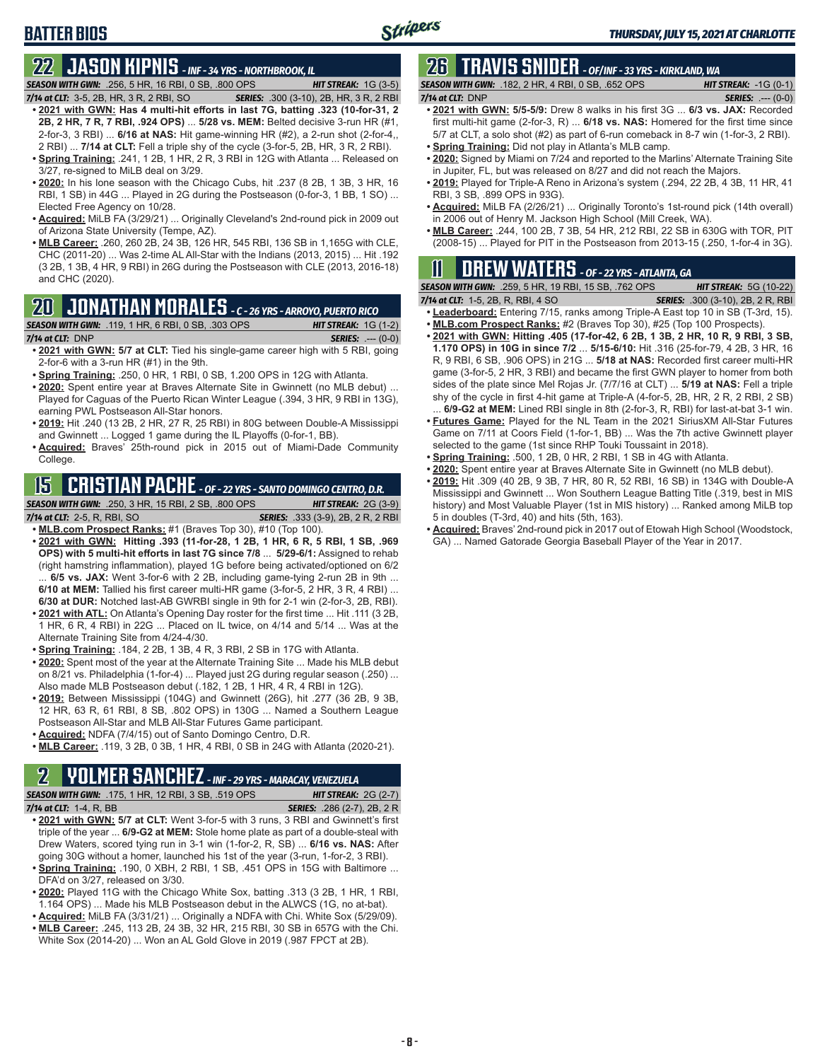# BATTER BIOS

## 22 JASON KIPNIS - INF - 34 YRS - NORTHBROOK, IL

***SEASON WITH GWN:*** .256, 5 HR, 16 RBI, 0 SB, .800 OPS — ***HIT STREAK:*** 1G (3-5)

***7/14 at CLT:*** 3-5, 2B, HR, 3 R, 2 RBI, SO — ***SERIES:*** .300 (3-10), 2B, HR, 3 R, 2 RBI

- **2021 with GWN: Has 4 multi-hit efforts in last 7G, batting .323 (10-for-31, 2 2B, 2 HR, 7 R, 7 RBI, .924 OPS)** ... **5/28 vs. MEM:** Belted decisive 3-run HR (#1, 2-for-3, 3 RBI) ... **6/16 at NAS:** Hit game-winning HR (#2), a 2-run shot (2-for-4,, 2 RBI) ... **7/14 at CLT:** Fell a triple shy of the cycle (3-for-5, 2B, HR, 3 R, 2 RBI).
- **Spring Training:** .241, 1 2B, 1 HR, 2 R, 3 RBI in 12G with Atlanta ... Released on 3/27, re-signed to MiLB deal on 3/29.
- **2020:** In his lone season with the Chicago Cubs, hit .237 (8 2B, 1 3B, 3 HR, 16 RBI, 1 SB) in 44G ... Played in 2G during the Postseason (0-for-3, 1 BB, 1 SO) ... Elected Free Agency on 10/28.
- **Acquired:** MiLB FA (3/29/21) ... Originally Cleveland's 2nd-round pick in 2009 out of Arizona State University (Tempe, AZ).
- **MLB Career:** .260, 260 2B, 24 3B, 126 HR, 545 RBI, 136 SB in 1,165G with CLE, CHC (2011-20) ... Was 2-time AL All-Star with the Indians (2013, 2015) ... Hit .192 (3 2B, 1 3B, 4 HR, 9 RBI) in 26G during the Postseason with CLE (2013, 2016-18) and CHC (2020).

## 20 JONATHAN MORALES - C - 26 YRS - ARROYO, PUERTO RICO

***SEASON WITH GWN:*** .119, 1 HR, 6 RBI, 0 SB, .303 OPS — ***HIT STREAK:*** 1G (1-2)

***7/14 at CLT:*** DNP — ***SERIES:*** .--- (0-0)

- **2021 with GWN: 5/7 at CLT:** Tied his single-game career high with 5 RBI, going 2-for-6 with a 3-run HR (#1) in the 9th.
- **Spring Training:** .250, 0 HR, 1 RBI, 0 SB, 1.200 OPS in 12G with Atlanta.
- **2020:** Spent entire year at Braves Alternate Site in Gwinnett (no MLB debut) ... Played for Caguas of the Puerto Rican Winter League (.394, 3 HR, 9 RBI in 13G), earning PWL Postseason All-Star honors.
- **2019:** Hit .240 (13 2B, 2 HR, 27 R, 25 RBI) in 80G between Double-A Mississippi and Gwinnett ... Logged 1 game during the IL Playoffs (0-for-1, BB).
- **Acquired:** Braves' 25th-round pick in 2015 out of Miami-Dade Community College.

## 15 CRISTIAN PACHE - OF - 22 YRS - SANTO DOMINGO CENTRO, D.R.

***SEASON WITH GWN:*** .250, 3 HR, 15 RBI, 2 SB, .800 OPS — ***HIT STREAK:*** 2G (3-9)

***7/14 at CLT:*** 2-5, R, RBI, SO — ***SERIES:*** .333 (3-9), 2B, 2 R, 2 RBI

- **MLB.com Prospect Ranks:** #1 (Braves Top 30), #10 (Top 100).
- **2021 with GWN: Hitting .393 (11-for-28, 1 2B, 1 HR, 6 R, 5 RBI, 1 SB, .969 OPS) with 5 multi-hit efforts in last 7G since 7/8** ... **5/29-6/1:** Assigned to rehab (right hamstring inflammation), played 1G before being activated/optioned on 6/2 ... **6/5 vs. JAX:** Went 3-for-6 with 2 2B, including game-tying 2-run 2B in 9th ... **6/10 at MEM:** Tallied his first career multi-HR game (3-for-5, 2 HR, 3 R, 4 RBI) ... **6/30 at DUR:** Notched last-AB GWRBI single in 9th for 2-1 win (2-for-3, 2B, RBI).
- **2021 with ATL:** On Atlanta's Opening Day roster for the first time ... Hit .111 (3 2B, 1 HR, 6 R, 4 RBI) in 22G ... Placed on IL twice, on 4/14 and 5/14 ... Was at the Alternate Training Site from 4/24-4/30.
- **Spring Training:** .184, 2 2B, 1 3B, 4 R, 3 RBI, 2 SB in 17G with Atlanta.
- **2020:** Spent most of the year at the Alternate Training Site ... Made his MLB debut on 8/21 vs. Philadelphia (1-for-4) ... Played just 2G during regular season (.250) ... Also made MLB Postseason debut (.182, 1 2B, 1 HR, 4 R, 4 RBI in 12G).
- **2019:** Between Mississippi (104G) and Gwinnett (26G), hit .277 (36 2B, 9 3B, 12 HR, 63 R, 61 RBI, 8 SB, .802 OPS) in 130G ... Named a Southern League Postseason All-Star and MLB All-Star Futures Game participant.
- **Acquired:** NDFA (7/4/15) out of Santo Domingo Centro, D.R.
- **MLB Career:** .119, 3 2B, 0 3B, 1 HR, 4 RBI, 0 SB in 24G with Atlanta (2020-21).

## 2 YOLMER SANCHEZ - INF - 29 YRS - MARACAY, VENEZUELA

***SEASON WITH GWN:*** .175, 1 HR, 12 RBI, 3 SB, .519 OPS — ***HIT STREAK:*** 2G (2-7)

***7/14 at CLT:*** 1-4, R, BB — ***SERIES:*** .286 (2-7), 2B, 2 R

- **2021 with GWN: 5/7 at CLT:** Went 3-for-5 with 3 runs, 3 RBI and Gwinnett's first triple of the year ... **6/9-G2 at MEM:** Stole home plate as part of a double-steal with Drew Waters, scored tying run in 3-1 win (1-for-2, R, SB) ... **6/16 vs. NAS:** After going 30G without a homer, launched his 1st of the year (3-run, 1-for-2, 3 RBI).
- **Spring Training:** .190, 0 XBH, 2 RBI, 1 SB, .451 OPS in 15G with Baltimore ... DFA'd on 3/27, released on 3/30.
- **2020:** Played 11G with the Chicago White Sox, batting .313 (3 2B, 1 HR, 1 RBI, 1.164 OPS) ... Made his MLB Postseason debut in the ALWCS (1G, no at-bat).
- **Acquired:** MiLB FA (3/31/21) ... Originally a NDFA with Chi. White Sox (5/29/09).
- **MLB Career:** .245, 113 2B, 24 3B, 32 HR, 215 RBI, 30 SB in 657G with the Chi. White Sox (2014-20) ... Won an AL Gold Glove in 2019 (.987 FPCT at 2B).

## 26 TRAVIS SNIDER - OF/INF - 33 YRS - KIRKLAND, WA

***SEASON WITH GWN:*** .182, 2 HR, 4 RBI, 0 SB, .652 OPS — ***HIT STREAK:*** -1G (0-1)

***7/14 at CLT:*** DNP — ***SERIES:*** .--- (0-0)

- **2021 with GWN: 5/5-5/9:** Drew 8 walks in his first 3G ... **6/3 vs. JAX:** Recorded first multi-hit game (2-for-3, R) ... **6/18 vs. NAS:** Homered for the first time since 5/7 at CLT, a solo shot (#2) as part of 6-run comeback in 8-7 win (1-for-3, 2 RBI).
- **Spring Training:** Did not play in Atlanta's MLB camp.
- **2020:** Signed by Miami on 7/24 and reported to the Marlins' Alternate Training Site in Jupiter, FL, but was released on 8/27 and did not reach the Majors.
- **2019:** Played for Triple-A Reno in Arizona's system (.294, 22 2B, 4 3B, 11 HR, 41 RBI, 3 SB, .899 OPS in 93G).
- **Acquired:** MiLB FA (2/26/21) ... Originally Toronto's 1st-round pick (14th overall) in 2006 out of Henry M. Jackson High School (Mill Creek, WA).
- **MLB Career:** .244, 100 2B, 7 3B, 54 HR, 212 RBI, 22 SB in 630G with TOR, PIT (2008-15) ... Played for PIT in the Postseason from 2013-15 (.250, 1-for-4 in 3G).

## 11 DREW WATERS - OF - 22 YRS - ATLANTA, GA

***SEASON WITH GWN:*** .259, 5 HR, 19 RBI, 15 SB, .762 OPS — ***HIT STREAK:*** 5G (10-22)

***7/14 at CLT:*** 1-5, 2B, R, RBI, 4 SO — ***SERIES:*** .300 (3-10), 2B, 2 R, RBI

- **Leaderboard:** Entering 7/15, ranks among Triple-A East top 10 in SB (T-3rd, 15).
- **MLB.com Prospect Ranks:** #2 (Braves Top 30), #25 (Top 100 Prospects).
- **2021 with GWN: Hitting .405 (17-for-42, 6 2B, 1 3B, 2 HR, 10 R, 9 RBI, 3 SB, 1.170 OPS) in 10G in since 7/2** ... **5/15-6/10:** Hit .316 (25-for-79, 4 2B, 3 HR, 16 R, 9 RBI, 6 SB, .906 OPS) in 21G ... **5/18 at NAS:** Recorded first career multi-HR game (3-for-5, 2 HR, 3 RBI) and became the first GWN player to homer from both sides of the plate since Mel Rojas Jr. (7/7/16 at CLT) ... **5/19 at NAS:** Fell a triple shy of the cycle in first 4-hit game at Triple-A (4-for-5, 2B, HR, 2 R, 2 RBI, 2 SB) ... **6/9-G2 at MEM:** Lined RBI single in 8th (2-for-3, R, RBI) for last-at-bat 3-1 win.
- **Futures Game:** Played for the NL Team in the 2021 SiriusXM All-Star Futures Game on 7/11 at Coors Field (1-for-1, BB) ... Was the 7th active Gwinnett player selected to the game (1st since RHP Touki Toussaint in 2018).
- **Spring Training:** .500, 1 2B, 0 HR, 2 RBI, 1 SB in 4G with Atlanta.
- **2020:** Spent entire year at Braves Alternate Site in Gwinnett (no MLB debut).
- **2019:** Hit .309 (40 2B, 9 3B, 7 HR, 80 R, 52 RBI, 16 SB) in 134G with Double-A Mississippi and Gwinnett ... Won Southern League Batting Title (.319, best in MIS history) and Most Valuable Player (1st in MIS history) ... Ranked among MiLB top 5 in doubles (T-3rd, 40) and hits (5th, 163).
- **Acquired:** Braves' 2nd-round pick in 2017 out of Etowah High School (Woodstock, GA) ... Named Gatorade Georgia Baseball Player of the Year in 2017.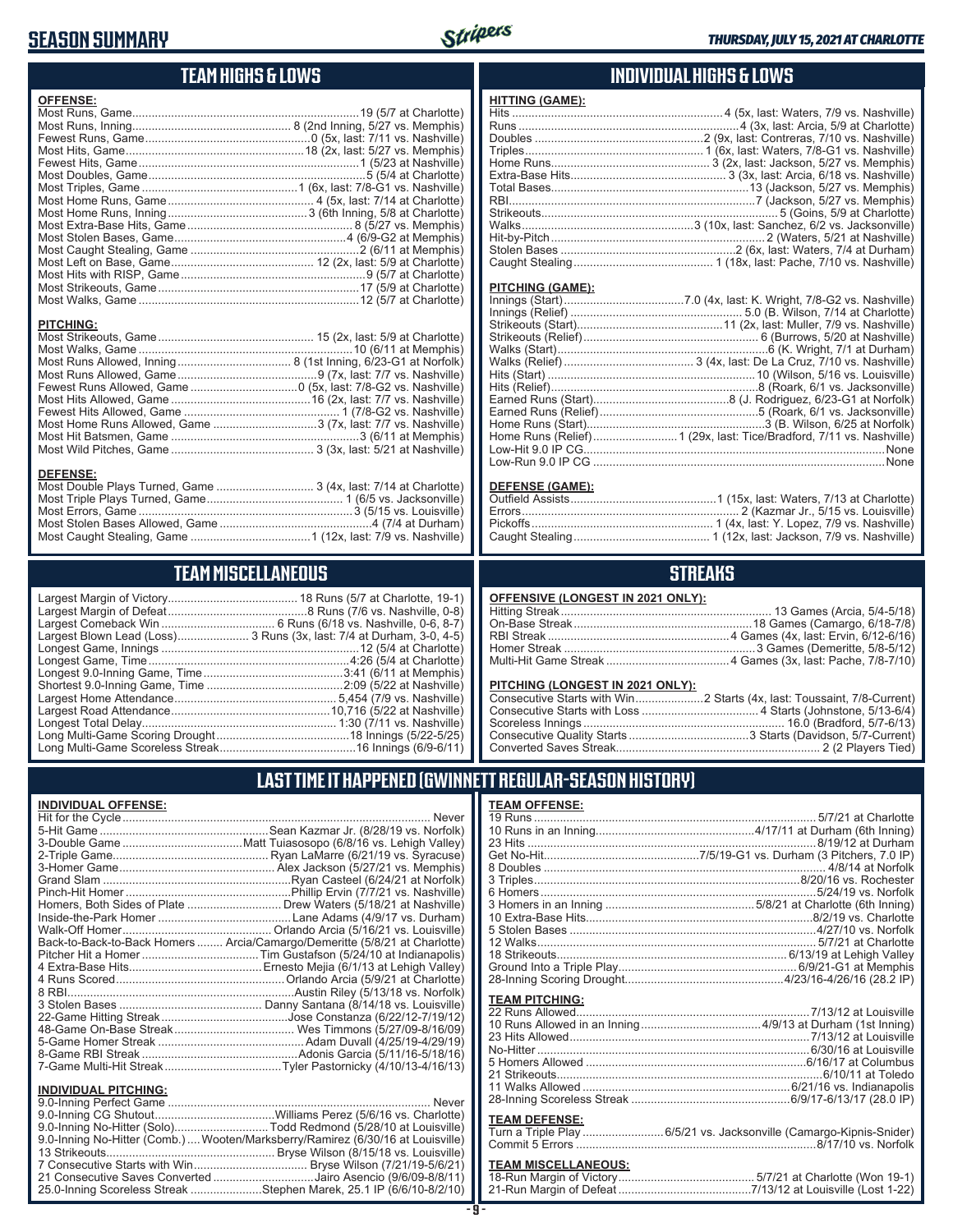# SEASON SUMMARY

*THURSDAY, JULY 15, 2021 AT CHARLOTTE*

## TEAM HIGHS & LOWS

**OFFENSE:**

| | |
|---|---|
| Most Runs, Game | 19 (5/7 at Charlotte) |
| Most Runs, Inning | 8 (2nd Inning, 5/27 vs. Memphis) |
| Fewest Runs, Game | 0 (5x, last: 7/11 vs. Nashville) |
| Most Hits, Game | 18 (2x, last: 5/27 vs. Memphis) |
| Fewest Hits, Game | 1 (5/23 at Nashville) |
| Most Doubles, Game | 5 (5/4 at Charlotte) |
| Most Triples, Game | 1 (6x, last: 7/8-G1 vs. Nashville) |
| Most Home Runs, Game | 4 (5x, last: 7/14 at Charlotte) |
| Most Home Runs, Inning | 3 (6th Inning, 5/8 at Charlotte) |
| Most Extra-Base Hits, Game | 8 (5/27 vs. Memphis) |
| Most Stolen Bases, Game | 4 (6/9-G2 at Memphis) |
| Most Caught Stealing, Game | 2 (6/11 at Memphis) |
| Most Left on Base, Game | 12 (2x, last: 5/9 at Charlotte) |
| Most Hits with RISP, Game | 9 (5/7 at Charlotte) |
| Most Strikeouts, Game | 17 (5/9 at Charlotte) |
| Most Walks, Game | 12 (5/7 at Charlotte) |

**PITCHING:**

| | |
|---|---|
| Most Strikeouts, Game | 15 (2x, last: 5/9 at Charlotte) |
| Most Walks, Game | 10 (6/11 at Memphis) |
| Most Runs Allowed, Inning | 8 (1st Inning, 6/23-G1 at Norfolk) |
| Most Runs Allowed, Game | 9 (7x, last: 7/7 vs. Nashville) |
| Fewest Runs Allowed, Game | 0 (5x, last: 7/8-G2 vs. Nashville) |
| Most Hits Allowed, Game | 16 (2x, last: 7/7 vs. Nashville) |
| Fewest Hits Allowed, Game | 1 (7/8-G2 vs. Nashville) |
| Most Home Runs Allowed, Game | 3 (7x, last: 7/7 vs. Nashville) |
| Most Hit Batsmen, Game | 3 (6/11 at Memphis) |
| Most Wild Pitches, Game | 3 (3x, last: 5/21 at Nashville) |

**DEFENSE:**

| | |
|---|---|
| Most Double Plays Turned, Game | 3 (4x, last: 7/14 at Charlotte) |
| Most Triple Plays Turned, Game | 1 (6/5 vs. Jacksonville) |
| Most Errors, Game | 3 (5/15 vs. Louisville) |
| Most Stolen Bases Allowed, Game | 4 (7/4 at Durham) |
| Most Caught Stealing, Game | 1 (12x, last: 7/9 vs. Nashville) |

## INDIVIDUAL HIGHS & LOWS

**HITTING (GAME):**

| | |
|---|---|
| Hits | 4 (5x, last: Waters, 7/9 vs. Nashville) |
| Runs | 4 (3x, last: Arcia, 5/9 at Charlotte) |
| Doubles | 2 (9x, last: Contreras, 7/10 vs. Nashville) |
| Triples | 1 (6x, last: Waters, 7/8-G1 vs. Nashville) |
| Home Runs | 3 (2x, last: Jackson, 5/27 vs. Memphis) |
| Extra-Base Hits | 3 (3x, last: Arcia, 6/18 vs. Nashville) |
| Total Bases | 13 (Jackson, 5/27 vs. Memphis) |
| RBI | 7 (Jackson, 5/27 vs. Memphis) |
| Strikeouts | 5 (Goins, 5/9 at Charlotte) |
| Walks | 3 (10x, last: Sanchez, 6/2 vs. Jacksonville) |
| Hit-by-Pitch | 2 (Waters, 5/21 at Nashville) |
| Stolen Bases | 2 (6x, last: Waters, 7/4 at Durham) |
| Caught Stealing | 1 (18x, last: Pache, 7/10 vs. Nashville) |

**PITCHING (GAME):**

| | |
|---|---|
| Innings (Start) | 7.0 (4x, last: K. Wright, 7/8-G2 vs. Nashville) |
| Innings (Relief) | 5.0 (B. Wilson, 7/14 at Charlotte) |
| Strikeouts (Start) | 11 (2x, last: Muller, 7/9 vs. Nashville) |
| Strikeouts (Relief) | 6 (Burrows, 5/20 at Nashville) |
| Walks (Start) | 6 (K. Wright, 7/1 at Durham) |
| Walks (Relief) | 3 (4x, last: De La Cruz, 7/10 vs. Nashville) |
| Hits (Start) | 10 (Wilson, 5/16 vs. Louisville) |
| Hits (Relief) | 8 (Roark, 6/1 vs. Jacksonville) |
| Earned Runs (Start) | 8 (J. Rodriguez, 6/23-G1 at Norfolk) |
| Earned Runs (Relief) | 5 (Roark, 6/1 vs. Jacksonville) |
| Home Runs (Start) | 3 (B. Wilson, 6/25 at Norfolk) |
| Home Runs (Relief) | 1 (29x, last: Tice/Bradford, 7/11 vs. Nashville) |
| Low-Hit 9.0 IP CG | None |
| Low-Run 9.0 IP CG | None |

**DEFENSE (GAME):**

| | |
|---|---|
| Outfield Assists | 1 (15x, last: Waters, 7/13 at Charlotte) |
| Errors | 2 (Kazmar Jr., 5/15 vs. Louisville) |
| Pickoffs | 1 (4x, last: Y. Lopez, 7/9 vs. Nashville) |
| Caught Stealing | 1 (12x, last: Jackson, 7/9 vs. Nashville) |

## TEAM MISCELLANEOUS

| | |
|---|---|
| Largest Margin of Victory | 18 Runs (5/7 at Charlotte, 19-1) |
| Largest Margin of Defeat | 8 Runs (7/6 vs. Nashville, 0-8) |
| Largest Comeback Win | 6 Runs (6/18 vs. Nashville, 0-6, 8-7) |
| Largest Blown Lead (Loss) | 3 Runs (3x, last: 7/4 at Durham, 3-0, 4-5) |
| Longest Game, Innings | 12 (5/4 at Charlotte) |
| Longest Game, Time | 4:26 (5/4 at Charlotte) |
| Longest 9.0-Inning Game, Time | 3:41 (6/11 at Memphis) |
| Shortest 9.0-Inning Game, Time | 2:09 (5/22 at Nashville) |
| Largest Home Attendance | 5,454 (7/9 vs. Nashville) |
| Largest Road Attendance | 10,716 (5/22 at Nashville) |
| Longest Total Delay | 1:30 (7/11 vs. Nashville) |
| Long Multi-Game Scoring Drought | 18 Innings (5/22-5/25) |
| Long Multi-Game Scoreless Streak | 16 Innings (6/9-6/11) |

## STREAKS

**OFFENSIVE (LONGEST IN 2021 ONLY):**

| | |
|---|---|
| Hitting Streak | 13 Games (Arcia, 5/4-5/18) |
| On-Base Streak | 18 Games (Camargo, 6/18-7/8) |
| RBI Streak | 4 Games (4x, last: Ervin, 6/12-6/16) |
| Homer Streak | 3 Games (Demeritte, 5/8-5/12) |
| Multi-Hit Game Streak | 4 Games (3x, last: Pache, 7/8-7/10) |

**PITCHING (LONGEST IN 2021 ONLY):**

| | |
|---|---|
| Consecutive Starts with Win | 2 Starts (4x, last: Toussaint, 7/8-Current) |
| Consecutive Starts with Loss | 4 Starts (Johnstone, 5/13-6/4) |
| Scoreless Innings | 16.0 (Bradford, 5/7-6/13) |
| Consecutive Quality Starts | 3 Starts (Davidson, 5/7-Current) |
| Converted Saves Streak | 2 (2 Players Tied) |

## LAST TIME IT HAPPENED (GWINNETT REGULAR-SEASON HISTORY)

**INDIVIDUAL OFFENSE:**

| | |
|---|---|
| Hit for the Cycle | Never |
| 5-Hit Game | Sean Kazmar Jr. (8/28/19 vs. Norfolk) |
| 3-Double Game | Matt Tuiasosopo (6/8/16 vs. Lehigh Valley) |
| 2-Triple Game | Ryan LaMarre (6/21/19 vs. Syracuse) |
| 3-Homer Game | Alex Jackson (5/27/21 vs. Memphis) |
| Grand Slam | Ryan Casteel (6/24/21 at Norfolk) |
| Pinch-Hit Homer | Phillip Ervin (7/7/21 vs. Nashville) |
| Homers, Both Sides of Plate | Drew Waters (5/18/21 at Nashville) |
| Inside-the-Park Homer | Lane Adams (4/9/17 vs. Durham) |
| Walk-Off Homer | Orlando Arcia (5/16/21 vs. Louisville) |
| Back-to-Back-to-Back Homers | Arcia/Camargo/Demeritte (5/8/21 at Charlotte) |
| Pitcher Hit a Homer | Tim Gustafson (5/24/10 at Indianapolis) |
| 4 Extra-Base Hits | Ernesto Mejia (6/1/13 at Lehigh Valley) |
| 4 Runs Scored | Orlando Arcia (5/9/21 at Charlotte) |
| 8 RBI | Austin Riley (5/13/18 vs. Norfolk) |
| 3 Stolen Bases | Danny Santana (8/14/18 vs. Louisville) |
| 22-Game Hitting Streak | Jose Constanza (6/22/12-7/19/12) |
| 48-Game On-Base Streak | Wes Timmons (5/27/09-8/16/09) |
| 5-Game Homer Streak | Adam Duvall (4/25/19-4/29/19) |
| 8-Game RBI Streak | Adonis Garcia (5/11/16-5/18/16) |
| 7-Game Multi-Hit Streak | Tyler Pastornicky (4/10/13-4/16/13) |

**INDIVIDUAL PITCHING:**

| | |
|---|---|
| 9.0-Inning Perfect Game | Never |
| 9.0-Inning CG Shutout | Williams Perez (5/6/16 vs. Charlotte) |
| 9.0-Inning No-Hitter (Solo) | Todd Redmond (5/28/10 at Louisville) |
| 9.0-Inning No-Hitter (Comb.) | Wooten/Marksberry/Ramirez (6/30/16 at Louisville) |
| 13 Strikeouts | Bryse Wilson (8/15/18 vs. Louisville) |
| 7 Consecutive Starts with Win | Bryse Wilson (7/21/19-5/6/21) |
| 21 Consecutive Saves Converted | Jairo Asencio (9/6/09-8/8/11) |
| 25.0-Inning Scoreless Streak | Stephen Marek, 25.1 IP (6/6/10-8/2/10) |

**TEAM OFFENSE:**

| | |
|---|---|
| 19 Runs | 5/7/21 at Charlotte |
| 10 Runs in an Inning | 4/17/11 at Durham (6th Inning) |
| 23 Hits | 8/19/12 at Durham |
| Get No-Hit | 7/5/19-G1 vs. Durham (3 Pitchers, 7.0 IP) |
| 8 Doubles | 4/8/14 at Norfolk |
| 3 Triples | 8/20/16 vs. Rochester |
| 6 Homers | 5/24/19 vs. Norfolk |
| 3 Homers in an Inning | 5/8/21 at Charlotte (6th Inning) |
| 10 Extra-Base Hits | 8/2/19 vs. Charlotte |
| 5 Stolen Bases | 4/27/10 vs. Norfolk |
| 12 Walks | 5/7/21 at Charlotte |
| 18 Strikeouts | 6/13/19 at Lehigh Valley |
| Ground Into a Triple Play | 6/9/21-G1 at Memphis |
| 28-Inning Scoring Drought | 4/23/16-4/26/16 (28.2 IP) |

**TEAM PITCHING:**

| | |
|---|---|
| 22 Runs Allowed | 7/13/12 at Louisville |
| 10 Runs Allowed in an Inning | 4/9/13 at Durham (1st Inning) |
| 23 Hits Allowed | 7/13/12 at Louisville |
| No-Hitter | 6/30/16 at Louisville |
| 5 Homers Allowed | 6/16/17 at Columbus |
| 21 Strikeouts | 6/10/11 at Toledo |
| 11 Walks Allowed | 6/21/16 vs. Indianapolis |
| 28-Inning Scoreless Streak | 6/9/17-6/13/17 (28.0 IP) |

**TEAM DEFENSE:**

| | |
|---|---|
| Turn a Triple Play | 6/5/21 vs. Jacksonville (Camargo-Kipnis-Snider) |
| Commit 5 Errors | 8/17/10 vs. Norfolk |

**TEAM MISCELLANEOUS:**

| | |
|---|---|
| 18-Run Margin of Victory | 5/7/21 at Charlotte (Won 19-1) |
| 21-Run Margin of Defeat | 7/13/12 at Louisville (Lost 1-22) |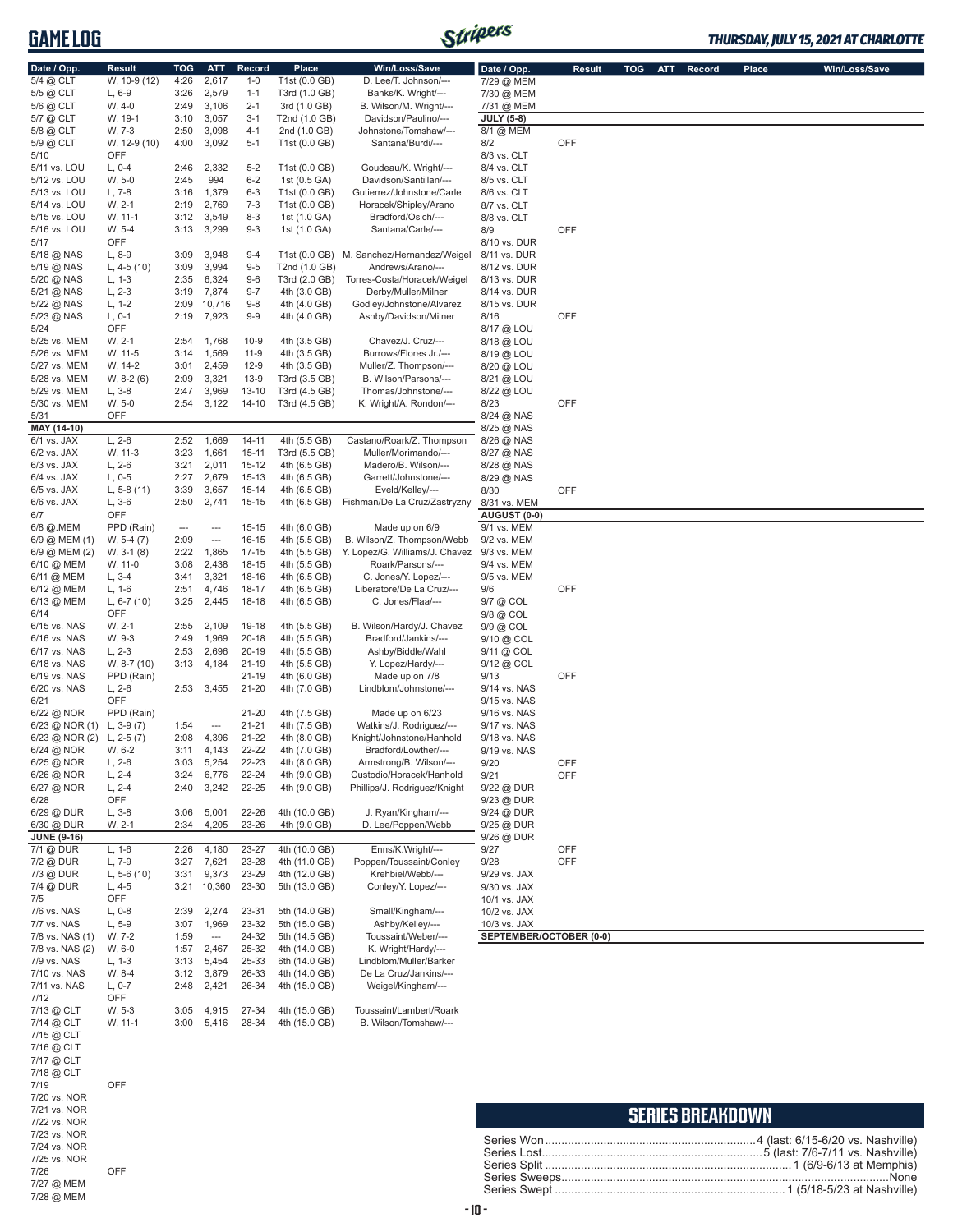## GAME LOG

| Date / Opp. | Result | TOG | ATT | Record | Place | Win/Loss/Save |
|---|---|---|---|---|---|---|
| 5/4 @ CLT | W, 10-9 (12) | 4:26 | 2,617 | 1-0 | T1st (0.0 GB) | D. Lee/T. Johnson/--- |
| 5/5 @ CLT | L, 6-9 | 3:26 | 2,579 | 1-1 | T3rd (1.0 GB) | Banks/K. Wright/--- |
| 5/6 @ CLT | W, 4-0 | 2:49 | 3,106 | 2-1 | 3rd (1.0 GB) | B. Wilson/M. Wright/--- |
| 5/7 @ CLT | W, 19-1 | 3:10 | 3,057 | 3-1 | T2nd (1.0 GB) | Davidson/Paulino/--- |
| 5/8 @ CLT | W, 7-3 | 2:50 | 3,098 | 4-1 | 2nd (1.0 GB) | Johnstone/Tomshaw/--- |
| 5/9 @ CLT | W, 12-9 (10) | 4:00 | 3,092 | 5-1 | T1st (0.0 GB) | Santana/Burdi/--- |
| 5/10 | OFF | | | | | |
| 5/11 vs. LOU | L, 0-4 | 2:46 | 2,332 | 5-2 | T1st (0.0 GB) | Goudeau/K. Wright/--- |
| 5/12 vs. LOU | W, 5-0 | 2:45 | 994 | 6-2 | 1st (0.5 GA) | Davidson/Santillan/--- |
| 5/13 vs. LOU | L, 7-8 | 3:16 | 1,379 | 6-3 | T1st (0.0 GB) | Gutierrez/Johnstone/Carle |
| 5/14 vs. LOU | W, 2-1 | 2:19 | 2,769 | 7-3 | T1st (0.0 GB) | Horacek/Shipley/Arano |
| 5/15 vs. LOU | W, 11-1 | 3:12 | 3,549 | 8-3 | 1st (1.0 GA) | Bradford/Osich/--- |
| 5/16 vs. LOU | W, 5-4 | 3:13 | 3,299 | 9-3 | 1st (1.0 GA) | Santana/Carle/--- |
| 5/17 | OFF | | | | | |
| 5/18 @ NAS | L, 8-9 | 3:09 | 3,948 | 9-4 | T1st (0.0 GB) | M. Sanchez/Hernandez/Weigel |
| 5/19 @ NAS | L, 4-5 (10) | 3:09 | 3,994 | 9-5 | T2nd (1.0 GB) | Andrews/Arano/--- |
| 5/20 @ NAS | L, 1-3 | 2:35 | 6,324 | 9-6 | T3rd (2.0 GB) | Torres-Costa/Horacek/Weigel |
| 5/21 @ NAS | L, 2-3 | 3:19 | 7,874 | 9-7 | 4th (3.0 GB) | Derby/Muller/Milner |
| 5/22 @ NAS | L, 1-2 | 2:09 | 10,716 | 9-8 | 4th (4.0 GB) | Godley/Johnstone/Alvarez |
| 5/23 @ NAS | L, 0-1 | 2:19 | 7,923 | 9-9 | 4th (4.0 GB) | Ashby/Davidson/Milner |
| 5/24 | OFF | | | | | |
| 5/25 vs. MEM | W, 2-1 | 2:54 | 1,768 | 10-9 | 4th (3.5 GB) | Chavez/J. Cruz/--- |
| 5/26 vs. MEM | W, 11-5 | 3:14 | 1,569 | 11-9 | 4th (3.5 GB) | Burrows/Flores Jr./--- |
| 5/27 vs. MEM | W, 14-2 | 3:01 | 2,459 | 12-9 | 4th (3.5 GB) | Muller/Z. Thompson/--- |
| 5/28 vs. MEM | W, 8-2 (6) | 2:09 | 3,321 | 13-9 | T3rd (3.5 GB) | B. Wilson/Parsons/--- |
| 5/29 vs. MEM | L, 3-8 | 2:47 | 3,969 | 13-10 | T3rd (4.5 GB) | Thomas/Johnstone/--- |
| 5/30 vs. MEM | W, 5-0 | 2:54 | 3,122 | 14-10 | T3rd (4.5 GB) | K. Wright/A. Rondon/--- |
| 5/31 | OFF | | | | | |
| **MAY (14-10)** | | | | | | |
| 6/1 vs. JAX | L, 2-6 | 2:52 | 1,669 | 14-11 | 4th (5.5 GB) | Castano/Roark/Z. Thompson |
| 6/2 vs. JAX | W, 11-3 | 3:23 | 1,661 | 15-11 | T3rd (5.5 GB) | Muller/Morimando/--- |
| 6/3 vs. JAX | L, 2-6 | 3:21 | 2,011 | 15-12 | 4th (6.5 GB) | Madero/B. Wilson/--- |
| 6/4 vs. JAX | L, 0-5 | 2:27 | 2,679 | 15-13 | 4th (6.5 GB) | Garrett/Johnstone/--- |
| 6/5 vs. JAX | L, 5-8 (11) | 3:39 | 3,657 | 15-14 | 4th (6.5 GB) | Eveld/Kelley/--- |
| 6/6 vs. JAX | L, 3-6 | 2:50 | 2,741 | 15-15 | 4th (6.5 GB) | Fishman/De La Cruz/Zastryzny |
| 6/7 | OFF | | | | | |
| 6/8 @ MEM | PPD (Rain) | --- | --- | 15-15 | 4th (6.0 GB) | Made up on 6/9 |
| 6/9 @ MEM (1) | W, 5-4 (7) | 2:09 | --- | 16-15 | 4th (5.5 GB) | B. Wilson/Z. Thompson/Webb |
| 6/9 @ MEM (2) | W, 3-1 (8) | 2:22 | 1,865 | 17-15 | 4th (5.5 GB) | Y. Lopez/G. Williams/J. Chavez |
| 6/10 @ MEM | W, 11-0 | 3:08 | 2,438 | 18-15 | 4th (5.5 GB) | Roark/Parsons/--- |
| 6/11 @ MEM | L, 3-4 | 3:41 | 3,321 | 18-16 | 4th (6.5 GB) | C. Jones/Y. Lopez/--- |
| 6/12 @ MEM | L, 1-6 | 2:51 | 4,746 | 18-17 | 4th (6.5 GB) | Liberatore/De La Cruz/--- |
| 6/13 @ MEM | L, 6-7 (10) | 3:25 | 2,445 | 18-18 | 4th (6.5 GB) | C. Jones/Flaa/--- |
| 6/14 | OFF | | | | | |
| 6/15 vs. NAS | W, 2-1 | 2:55 | 2,109 | 19-18 | 4th (5.5 GB) | B. Wilson/Hardy/J. Chavez |
| 6/16 vs. NAS | W, 9-3 | 2:49 | 1,969 | 20-18 | 4th (5.5 GB) | Bradford/Jankins/--- |
| 6/17 vs. NAS | L, 2-3 | 2:53 | 2,696 | 20-19 | 4th (5.5 GB) | Ashby/Biddle/Wahl |
| 6/18 vs. NAS | W, 8-7 (10) | 3:13 | 4,184 | 21-19 | 4th (5.5 GB) | Y. Lopez/Hardy/--- |
| 6/19 vs. NAS | PPD (Rain) | | | 21-19 | 4th (6.0 GB) | Made up on 7/8 |
| 6/20 vs. NAS | L, 2-6 | 2:53 | 3,455 | 21-20 | 4th (7.0 GB) | Lindblom/Johnstone/--- |
| 6/21 | OFF | | | | | |
| 6/22 @ NOR | PPD (Rain) | | | 21-20 | 4th (7.5 GB) | Made up on 6/23 |
| 6/23 @ NOR (1) | L, 3-9 (7) | 1:54 | --- | 21-21 | 4th (7.5 GB) | Watkins/J. Rodriguez/--- |
| 6/23 @ NOR (2) | L, 2-5 (7) | 2:08 | 4,396 | 21-22 | 4th (8.0 GB) | Knight/Johnstone/Hanhold |
| 6/24 @ NOR | W, 6-2 | 3:11 | 4,143 | 22-22 | 4th (7.0 GB) | Bradford/Lowther/--- |
| 6/25 @ NOR | L, 2-6 | 3:03 | 5,254 | 22-23 | 4th (8.0 GB) | Armstrong/B. Wilson/--- |
| 6/26 @ NOR | L, 2-4 | 3:24 | 6,776 | 22-24 | 4th (9.0 GB) | Custodio/Horacek/Hanhold |
| 6/27 @ NOR | L, 2-4 | 2:40 | 3,242 | 22-25 | 4th (9.0 GB) | Phillips/J. Rodriguez/Knight |
| 6/28 | OFF | | | | | |
| 6/29 @ DUR | L, 3-8 | 3:06 | 5,001 | 22-26 | 4th (10.0 GB) | J. Ryan/Kingham/--- |
| 6/30 @ DUR | W, 2-1 | 2:34 | 4,205 | 23-26 | 4th (9.0 GB) | D. Lee/Poppen/Webb |
| **JUNE (9-16)** | | | | | | |
| 7/1 @ DUR | L, 1-6 | 2:26 | 4,180 | 23-27 | 4th (10.0 GB) | Enns/K.Wright/--- |
| 7/2 @ DUR | L, 7-9 | 3:27 | 7,621 | 23-28 | 4th (11.0 GB) | Poppen/Toussaint/Conley |
| 7/3 @ DUR | L, 5-6 (10) | 3:31 | 9,373 | 23-29 | 4th (12.0 GB) | Krehbiel/Webb/--- |
| 7/4 @ DUR | L, 4-5 | 3:21 | 10,360 | 23-30 | 5th (13.0 GB) | Conley/Y. Lopez/--- |
| 7/5 | OFF | | | | | |
| 7/6 vs. NAS | L, 0-8 | 2:39 | 2,274 | 23-31 | 5th (14.0 GB) | Small/Kingham/--- |
| 7/7 vs. NAS | L, 5-9 | 3:07 | 1,969 | 23-32 | 5th (15.0 GB) | Ashby/Kelley/--- |
| 7/8 vs. NAS (1) | W, 7-2 | 1:59 | --- | 24-32 | 5th (14.5 GB) | Toussaint/Weber/--- |
| 7/8 vs. NAS (2) | W, 6-0 | 1:57 | 2,467 | 25-32 | 4th (14.0 GB) | K. Wright/Hardy/--- |
| 7/9 vs. NAS | L, 1-3 | 3:13 | 5,454 | 25-33 | 6th (14.0 GB) | Lindblom/Muller/Barker |
| 7/10 vs. NAS | W, 8-4 | 3:12 | 3,879 | 26-33 | 4th (14.0 GB) | De La Cruz/Jankins/--- |
| 7/11 vs. NAS | L, 0-7 | 2:48 | 2,421 | 26-34 | 4th (15.0 GB) | Weigel/Kingham/--- |
| 7/12 | OFF | | | | | |
| 7/13 @ CLT | W, 5-3 | 3:05 | 4,915 | 27-34 | 4th (15.0 GB) | Toussaint/Lambert/Roark |
| 7/14 @ CLT | W, 11-1 | 3:00 | 5,416 | 28-34 | 4th (15.0 GB) | B. Wilson/Tomshaw/--- |
| 7/15 @ CLT | | | | | | |
| 7/16 @ CLT | | | | | | |
| 7/17 @ CLT | | | | | | |
| 7/18 @ CLT | | | | | | |
| 7/19 | OFF | | | | | |
| 7/20 vs. NOR | | | | | | |
| 7/21 vs. NOR | | | | | | |
| 7/22 vs. NOR | | | | | | |
| 7/23 vs. NOR | | | | | | |
| 7/24 vs. NOR | | | | | | |
| 7/25 vs. NOR | | | | | | |
| 7/26 | OFF | | | | | |
| 7/27 @ MEM | | | | | | |
| 7/28 @ MEM | | | | | | |
| 7/29 @ MEM | | | | | | |
| 7/30 @ MEM | | | | | | |
| 7/31 @ MEM | | | | | | |
| **JULY (5-8)** | | | | | | |
| 8/1 @ MEM | | | | | | |
| 8/2 | OFF | | | | | |
| 8/3 vs. CLT | | | | | | |
| 8/4 vs. CLT | | | | | | |
| 8/5 vs. CLT | | | | | | |
| 8/6 vs. CLT | | | | | | |
| 8/7 vs. CLT | | | | | | |
| 8/8 vs. CLT | | | | | | |
| 8/9 | OFF | | | | | |
| 8/10 vs. DUR | | | | | | |
| 8/11 vs. DUR | | | | | | |
| 8/12 vs. DUR | | | | | | |
| 8/13 vs. DUR | | | | | | |
| 8/14 vs. DUR | | | | | | |
| 8/15 vs. DUR | | | | | | |
| 8/16 | OFF | | | | | |
| 8/17 @ LOU | | | | | | |
| 8/18 @ LOU | | | | | | |
| 8/19 @ LOU | | | | | | |
| 8/20 @ LOU | | | | | | |
| 8/21 @ LOU | | | | | | |
| 8/22 @ LOU | | | | | | |
| 8/23 | OFF | | | | | |
| 8/24 @ NAS | | | | | | |
| 8/25 @ NAS | | | | | | |
| 8/26 @ NAS | | | | | | |
| 8/27 @ NAS | | | | | | |
| 8/28 @ NAS | | | | | | |
| 8/29 @ NAS | | | | | | |
| 8/30 | OFF | | | | | |
| 8/31 vs. MEM | | | | | | |
| **AUGUST (0-0)** | | | | | | |
| 9/1 vs. MEM | | | | | | |
| 9/2 vs. MEM | | | | | | |
| 9/3 vs. MEM | | | | | | |
| 9/4 vs. MEM | | | | | | |
| 9/5 vs. MEM | | | | | | |
| 9/6 | OFF | | | | | |
| 9/7 @ COL | | | | | | |
| 9/8 @ COL | | | | | | |
| 9/9 @ COL | | | | | | |
| 9/10 @ COL | | | | | | |
| 9/11 @ COL | | | | | | |
| 9/12 @ COL | | | | | | |
| 9/13 | OFF | | | | | |
| 9/14 vs. NAS | | | | | | |
| 9/15 vs. NAS | | | | | | |
| 9/16 vs. NAS | | | | | | |
| 9/17 vs. NAS | | | | | | |
| 9/18 vs. NAS | | | | | | |
| 9/19 vs. NAS | | | | | | |
| 9/20 | OFF | | | | | |
| 9/21 | OFF | | | | | |
| 9/22 @ DUR | | | | | | |
| 9/23 @ DUR | | | | | | |
| 9/24 @ DUR | | | | | | |
| 9/25 @ DUR | | | | | | |
| 9/26 @ DUR | | | | | | |
| 9/27 | OFF | | | | | |
| 9/28 | OFF | | | | | |
| 9/29 vs. JAX | | | | | | |
| 9/30 vs. JAX | | | | | | |
| 10/1 vs. JAX | | | | | | |
| 10/2 vs. JAX | | | | | | |
| 10/3 vs. JAX | | | | | | |
| **SEPTEMBER/OCTOBER (0-0)** | | | | | | |

## SERIES BREAKDOWN

Series Won: 4 (last: 6/15-6/20 vs. Nashville)
Series Lost: 5 (last: 7/6-7/11 vs. Nashville)
Series Split: 1 (6/9-6/13 at Memphis)
Series Sweeps: None
Series Swept: 1 (5/18-5/23 at Nashville)